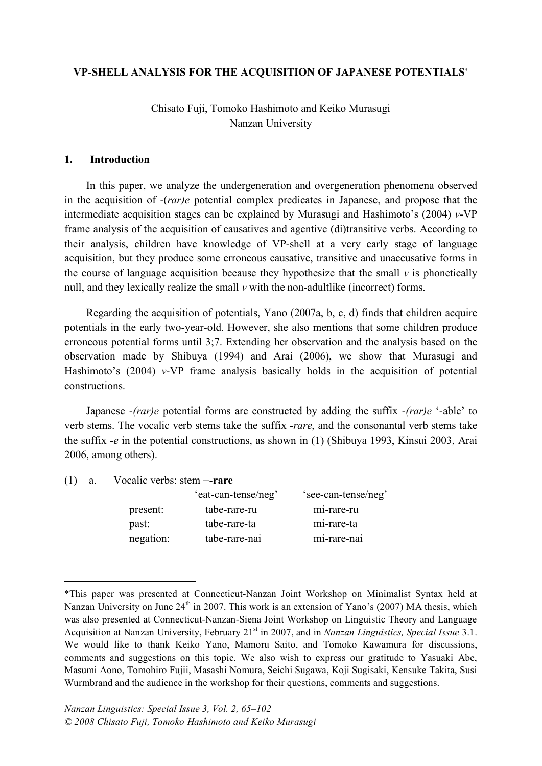# VP-SHELL ANALYSIS FOR THE ACQUISITION OF JAPANESE POTENTIALS*

Chisato Fuji, Tomoko Hashimoto and Keiko Murasugi
Nanzan University

## 1. Introduction

In this paper, we analyze the undergeneration and overgeneration phenomena observed in the acquisition of -(*rar)e* potential complex predicates in Japanese, and propose that the intermediate acquisition stages can be explained by Murasugi and Hashimoto's (2004) *v*-VP frame analysis of the acquisition of causatives and agentive (di)transitive verbs. According to their analysis, children have knowledge of VP-shell at a very early stage of language acquisition, but they produce some erroneous causative, transitive and unaccusative forms in the course of language acquisition because they hypothesize that the small *v* is phonetically null, and they lexically realize the small *v* with the non-adultlike (incorrect) forms.

Regarding the acquisition of potentials, Yano (2007a, b, c, d) finds that children acquire potentials in the early two-year-old. However, she also mentions that some children produce erroneous potential forms until 3;7. Extending her observation and the analysis based on the observation made by Shibuya (1994) and Arai (2006), we show that Murasugi and Hashimoto's (2004) *v*-VP frame analysis basically holds in the acquisition of potential constructions.

Japanese *-(rar)e* potential forms are constructed by adding the suffix *-(rar)e* '-able' to verb stems. The vocalic verb stems take the suffix *-rare*, and the consonantal verb stems take the suffix *-e* in the potential constructions, as shown in (1) (Shibuya 1993, Kinsui 2003, Arai 2006, among others).

(1) a. Vocalic verbs: stem +-**rare**

| | 'eat-can-tense/neg' | 'see-can-tense/neg' |
|---|---|---|
| present: | tabe-rare-ru | mi-rare-ru |
| past: | tabe-rare-ta | mi-rare-ta |
| negation: | tabe-rare-nai | mi-rare-nai |

---

*This paper was presented at Connecticut-Nanzan Joint Workshop on Minimalist Syntax held at Nanzan University on June 24th in 2007. This work is an extension of Yano's (2007) MA thesis, which was also presented at Connecticut-Nanzan-Siena Joint Workshop on Linguistic Theory and Language Acquisition at Nanzan University, February 21st in 2007, and in *Nanzan Linguistics, Special Issue* 3.1. We would like to thank Keiko Yano, Mamoru Saito, and Tomoko Kawamura for discussions, comments and suggestions on this topic. We also wish to express our gratitude to Yasuaki Abe, Masumi Aono, Tomohiro Fujii, Masashi Nomura, Seichi Sugawa, Koji Sugisaki, Kensuke Takita, Susi Wurmbrand and the audience in the workshop for their questions, comments and suggestions.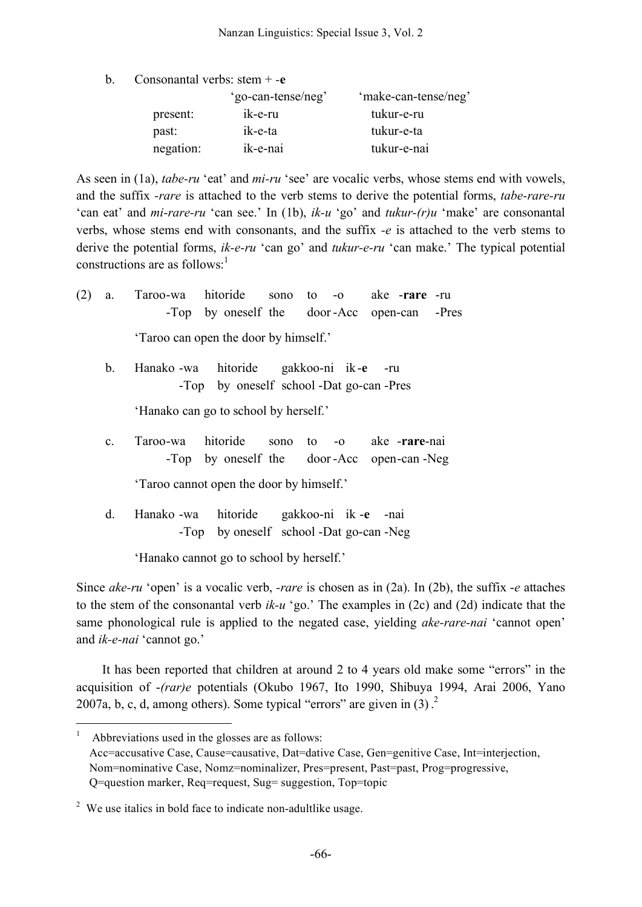b. Consonantal verbs: stem + -**e**

| | 'go-can-tense/neg' | 'make-can-tense/neg' |
|---|---|---|
| present: | ik-e-ru | tukur-e-ru |
| past: | ik-e-ta | tukur-e-ta |
| negation: | ik-e-nai | tukur-e-nai |

As seen in (1a), *tabe-ru* 'eat' and *mi-ru* 'see' are vocalic verbs, whose stems end with vowels, and the suffix *-rare* is attached to the verb stems to derive the potential forms, *tabe-rare-ru* 'can eat' and *mi-rare-ru* 'can see.' In (1b), *ik-u* 'go' and *tukur-(r)u* 'make' are consonantal verbs, whose stems end with consonants, and the suffix *-e* is attached to the verb stems to derive the potential forms, *ik-e-ru* 'can go' and *tukur-e-ru* 'can make.' The typical potential constructions are as follows:[1]

(2) a. Taroo-wa hitoride sono to -o ake -**rare** -ru
   -Top by oneself the door -Acc open-can -Pres
   'Taroo can open the door by himself.'

b. Hanako -wa hitoride gakkoo-ni ik -**e** -ru
   -Top by oneself school -Dat go-can -Pres
   'Hanako can go to school by herself.'

c. Taroo-wa hitoride sono to -o ake -**rare**-nai
   -Top by oneself the door -Acc open-can -Neg
   'Taroo cannot open the door by himself.'

d. Hanako -wa hitoride gakkoo-ni ik -**e** -nai
   -Top by oneself school -Dat go-can -Neg
   'Hanako cannot go to school by herself.'

Since *ake-ru* 'open' is a vocalic verb, *-rare* is chosen as in (2a). In (2b), the suffix *-e* attaches to the stem of the consonantal verb *ik-u* 'go.' The examples in (2c) and (2d) indicate that the same phonological rule is applied to the negated case, yielding *ake-rare-nai* 'cannot open' and *ik-e-nai* 'cannot go.'

It has been reported that children at around 2 to 4 years old make some "errors" in the acquisition of *-(rar)e* potentials (Okubo 1967, Ito 1990, Shibuya 1994, Arai 2006, Yano 2007a, b, c, d, among others). Some typical "errors" are given in (3).[2]

---

[1] Abbreviations used in the glosses are as follows:
Acc=accusative Case, Cause=causative, Dat=dative Case, Gen=genitive Case, Int=interjection, Nom=nominative Case, Nomz=nominalizer, Pres=present, Past=past, Prog=progressive, Q=question marker, Req=request, Sug= suggestion, Top=topic

[2] We use italics in bold face to indicate non-adultlike usage.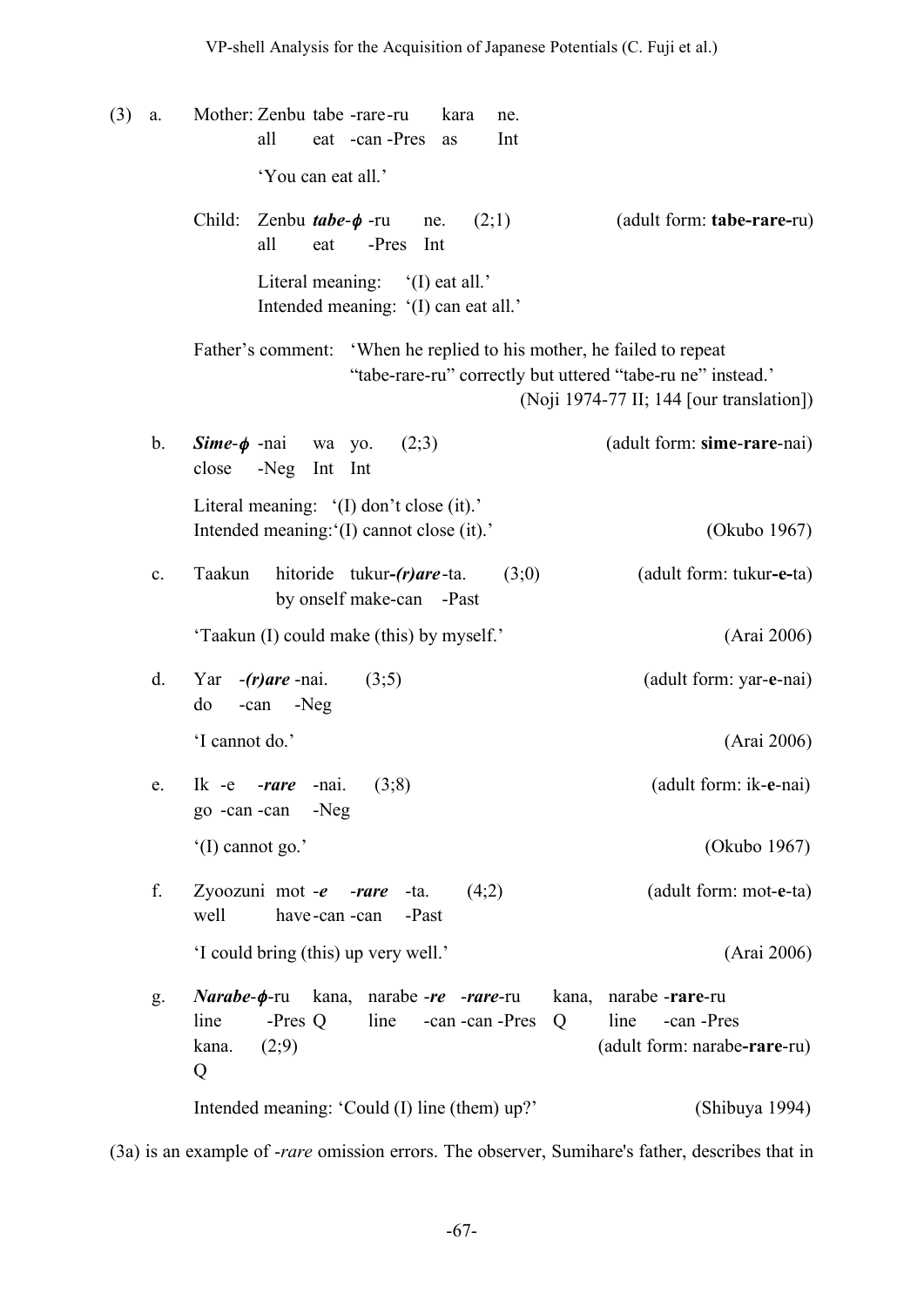(3) a. Mother: Zenbu tabe -rare-ru kara ne.
all eat -can -Pres as Int

'You can eat all.'

Child: Zenbu ***tabe-ϕ*** -ru ne. (2;1) (adult form: **tabe-rare-**ru)
all eat -Pres Int

Literal meaning: '(I) eat all.'
Intended meaning: '(I) can eat all.'

Father's comment: 'When he replied to his mother, he failed to repeat "tabe-rare-ru" correctly but uttered "tabe-ru ne" instead.' (Noji 1974-77 II; 144 [our translation])

b. ***Sime-ϕ*** -nai wa yo. (2;3) (adult form: **sime**-**rare**-nai)
close -Neg Int Int

Literal meaning: '(I) don't close (it).'
Intended meaning:'(I) cannot close (it).' (Okubo 1967)

c. Taakun hitoride tukur***-(r)are***-ta. (3;0) (adult form: tukur**-e-**ta)
by onself make-can -Past

'Taakun (I) could make (this) by myself.' (Arai 2006)

d. Yar ***-(r)are*** -nai. (3;5) (adult form: yar-**e**-nai)
do -can -Neg

'I cannot do.' (Arai 2006)

e. Ik -e ***-rare*** -nai. (3;8) (adult form: ik-**e**-nai)
go -can -can -Neg

'(I) cannot go.' (Okubo 1967)

f. Zyoozuni mot ***-e*** ***-rare*** -ta. (4;2) (adult form: mot-**e**-ta)
well have-can -can -Past

'I could bring (this) up very well.' (Arai 2006)

g. ***Narabe-ϕ***-ru kana, narabe ***-re*** ***-rare***-ru kana, narabe -**rare**-ru kana. (2;9) (adult form: narabe**-rare-**ru)
line -Pres Q line -can -can -Pres Q line -can -Pres Q

Intended meaning: 'Could (I) line (them) up?' (Shibuya 1994)

(3a) is an example of -*rare* omission errors. The observer, Sumihare's father, describes that in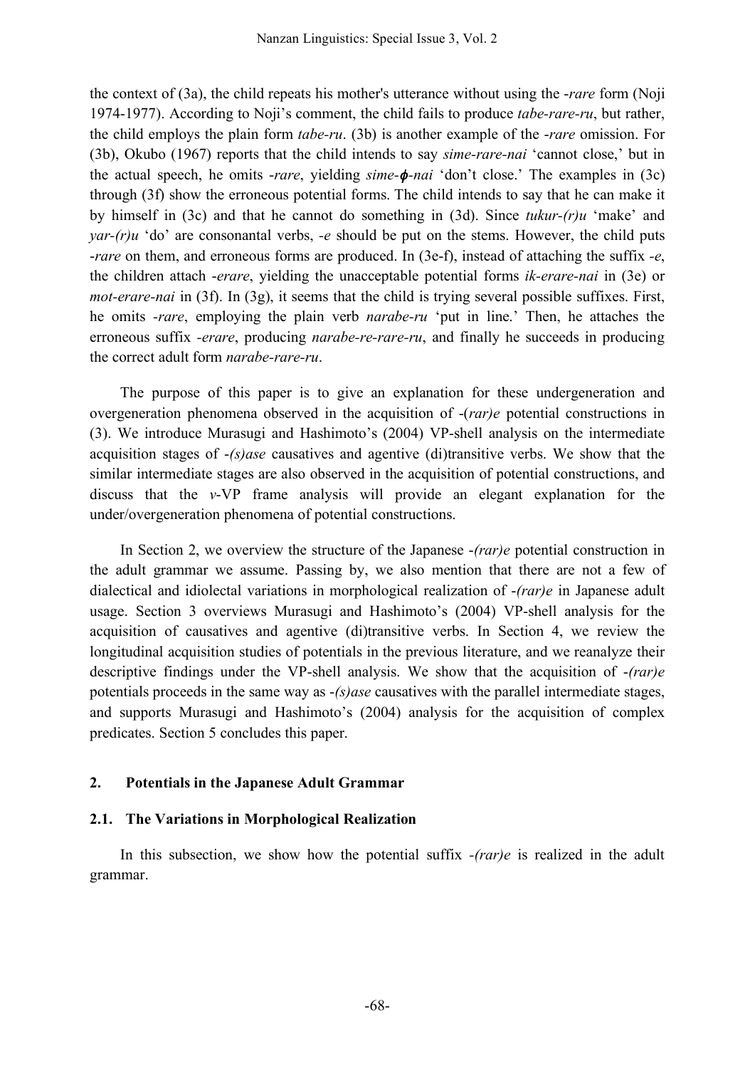the context of (3a), the child repeats his mother's utterance without using the *-rare* form (Noji 1974-1977). According to Noji's comment, the child fails to produce *tabe-rare-ru*, but rather, the child employs the plain form *tabe-ru*. (3b) is another example of the *-rare* omission. For (3b), Okubo (1967) reports that the child intends to say *sime-rare-nai* 'cannot close,' but in the actual speech, he omits *-rare*, yielding *sime-ϕ-nai* 'don't close.' The examples in (3c) through (3f) show the erroneous potential forms. The child intends to say that he can make it by himself in (3c) and that he cannot do something in (3d). Since *tukur-(r)u* 'make' and *yar-(r)u* 'do' are consonantal verbs, *-e* should be put on the stems. However, the child puts *-rare* on them, and erroneous forms are produced. In (3e-f), instead of attaching the suffix *-e*, the children attach *-erare*, yielding the unacceptable potential forms *ik-erare-nai* in (3e) or *mot-erare-nai* in (3f). In (3g), it seems that the child is trying several possible suffixes. First, he omits *-rare*, employing the plain verb *narabe-ru* 'put in line.' Then, he attaches the erroneous suffix *-erare*, producing *narabe-re-rare-ru*, and finally he succeeds in producing the correct adult form *narabe-rare-ru*.

The purpose of this paper is to give an explanation for these undergeneration and overgeneration phenomena observed in the acquisition of -(*rar)e* potential constructions in (3). We introduce Murasugi and Hashimoto's (2004) VP-shell analysis on the intermediate acquisition stages of *-(s)ase* causatives and agentive (di)transitive verbs. We show that the similar intermediate stages are also observed in the acquisition of potential constructions, and discuss that the *v*-VP frame analysis will provide an elegant explanation for the under/overgeneration phenomena of potential constructions.

In Section 2, we overview the structure of the Japanese *-(rar)e* potential construction in the adult grammar we assume. Passing by, we also mention that there are not a few of dialectical and idiolectal variations in morphological realization of *-(rar)e* in Japanese adult usage. Section 3 overviews Murasugi and Hashimoto's (2004) VP-shell analysis for the acquisition of causatives and agentive (di)transitive verbs. In Section 4, we review the longitudinal acquisition studies of potentials in the previous literature, and we reanalyze their descriptive findings under the VP-shell analysis. We show that the acquisition of *-(rar)e* potentials proceeds in the same way as *-(s)ase* causatives with the parallel intermediate stages, and supports Murasugi and Hashimoto's (2004) analysis for the acquisition of complex predicates. Section 5 concludes this paper.

## 2. Potentials in the Japanese Adult Grammar

### 2.1. The Variations in Morphological Realization

In this subsection, we show how the potential suffix *-(rar)e* is realized in the adult grammar.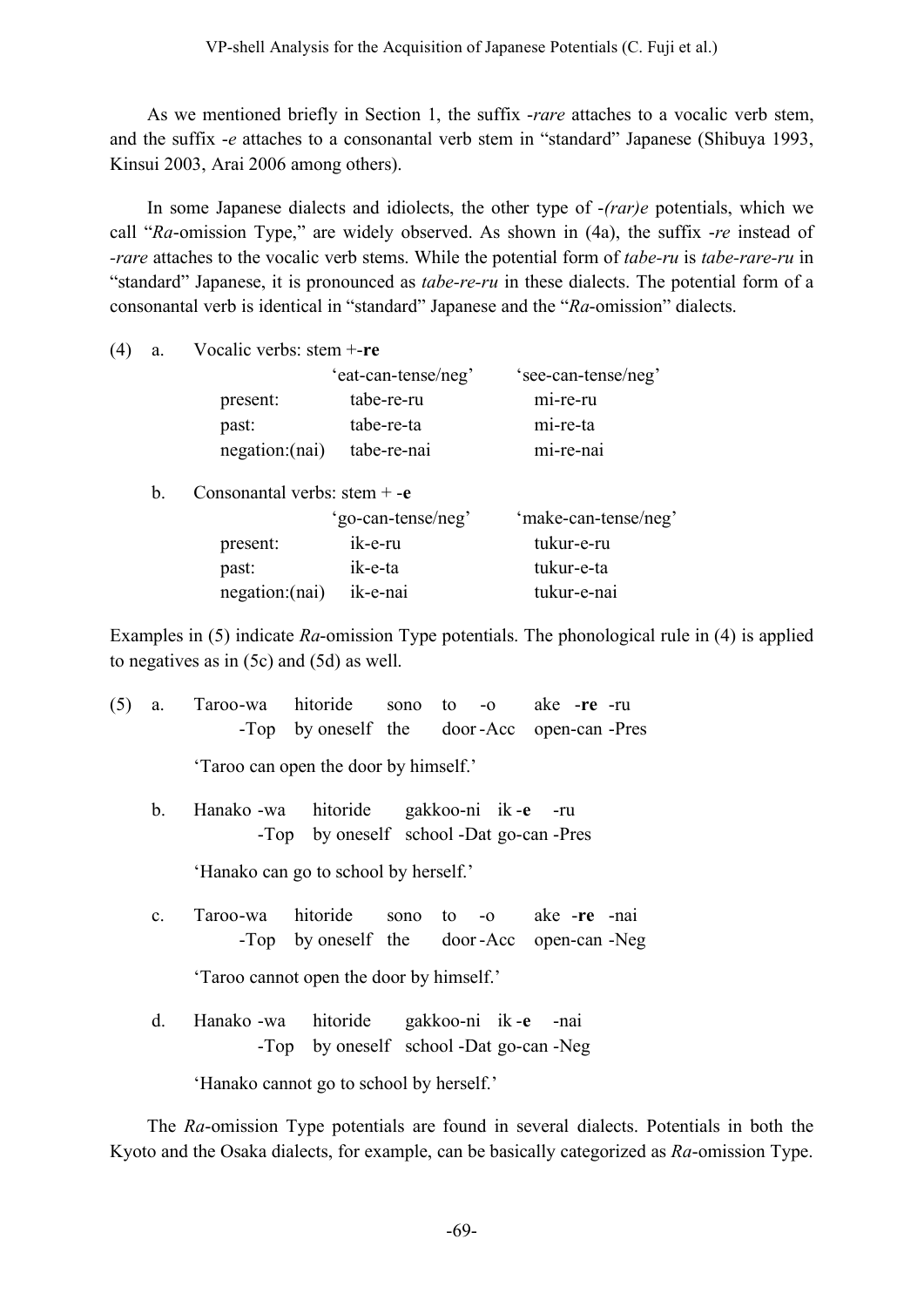As we mentioned briefly in Section 1, the suffix -*rare* attaches to a vocalic verb stem, and the suffix -*e* attaches to a consonantal verb stem in "standard" Japanese (Shibuya 1993, Kinsui 2003, Arai 2006 among others).

In some Japanese dialects and idiolects, the other type of -*(rar)e* potentials, which we call "*Ra*-omission Type," are widely observed. As shown in (4a), the suffix -*re* instead of -*rare* attaches to the vocalic verb stems. While the potential form of *tabe-ru* is *tabe-rare-ru* in "standard" Japanese, it is pronounced as *tabe-re-ru* in these dialects. The potential form of a consonantal verb is identical in "standard" Japanese and the "*Ra*-omission" dialects.

(4) a. Vocalic verbs: stem +-**re**

| | 'eat-can-tense/neg' | 'see-can-tense/neg' |
|---|---|---|
| present: | tabe-re-ru | mi-re-ru |
| past: | tabe-re-ta | mi-re-ta |
| negation:(nai) | tabe-re-nai | mi-re-nai |

b. Consonantal verbs: stem + -**e**

| | 'go-can-tense/neg' | 'make-can-tense/neg' |
|---|---|---|
| present: | ik-e-ru | tukur-e-ru |
| past: | ik-e-ta | tukur-e-ta |
| negation:(nai) | ik-e-nai | tukur-e-nai |

Examples in (5) indicate *Ra*-omission Type potentials. The phonological rule in (4) is applied to negatives as in (5c) and (5d) as well.

(5) a. Taroo-wa hitoride sono to -o ake -**re** -ru
-Top by oneself the door -Acc open-can -Pres

'Taroo can open the door by himself.'

b. Hanako -wa hitoride gakkoo-ni ik -**e** -ru
-Top by oneself school -Dat go-can -Pres

'Hanako can go to school by herself.'

c. Taroo-wa hitoride sono to -o ake -**re** -nai
-Top by oneself the door -Acc open-can -Neg

'Taroo cannot open the door by himself.'

d. Hanako -wa hitoride gakkoo-ni ik -**e** -nai
-Top by oneself school -Dat go-can -Neg

'Hanako cannot go to school by herself.'

The *Ra*-omission Type potentials are found in several dialects. Potentials in both the Kyoto and the Osaka dialects, for example, can be basically categorized as *Ra*-omission Type.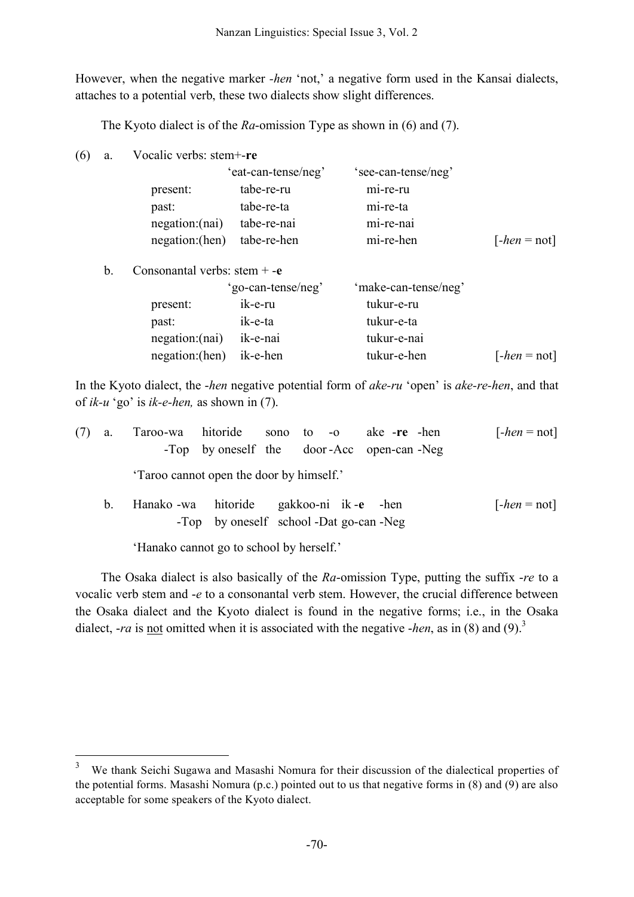However, when the negative marker *-hen* 'not,' a negative form used in the Kansai dialects, attaches to a potential verb, these two dialects show slight differences.

The Kyoto dialect is of the *Ra*-omission Type as shown in (6) and (7).

(6) a. Vocalic verbs: stem+-**re**

| | 'eat-can-tense/neg' | 'see-can-tense/neg' | |
|---|---|---|---|
| present: | tabe-re-ru | mi-re-ru | |
| past: | tabe-re-ta | mi-re-ta | |
| negation:(nai) | tabe-re-nai | mi-re-nai | |
| negation:(hen) | tabe-re-hen | mi-re-hen | [*-hen* = not] |

b. Consonantal verbs: stem + -**e**

| | 'go-can-tense/neg' | 'make-can-tense/neg' | |
|---|---|---|---|
| present: | ik-e-ru | tukur-e-ru | |
| past: | ik-e-ta | tukur-e-ta | |
| negation:(nai) | ik-e-nai | tukur-e-nai | |
| negation:(hen) | ik-e-hen | tukur-e-hen | [*-hen* = not] |

In the Kyoto dialect, the *-hen* negative potential form of *ake-ru* 'open' is *ake-re-hen*, and that of *ik-u* 'go' is *ik-e-hen,* as shown in (7).

(7) a. Taroo-wa hitoride sono to -o ake -**re** -hen [*-hen* = not]
-Top by oneself the door -Acc open-can -Neg

'Taroo cannot open the door by himself.'

b. Hanako -wa hitoride gakkoo-ni ik -**e** -hen [*-hen* = not]
-Top by oneself school -Dat go-can -Neg

'Hanako cannot go to school by herself.'

The Osaka dialect is also basically of the *Ra*-omission Type, putting the suffix *-re* to a vocalic verb stem and *-e* to a consonantal verb stem. However, the crucial difference between the Osaka dialect and the Kyoto dialect is found in the negative forms; i.e., in the Osaka dialect, *-ra* is <u>not</u> omitted when it is associated with the negative *-hen*, as in (8) and (9).[3]

[3] We thank Seichi Sugawa and Masashi Nomura for their discussion of the dialectical properties of the potential forms. Masashi Nomura (p.c.) pointed out to us that negative forms in (8) and (9) are also acceptable for some speakers of the Kyoto dialect.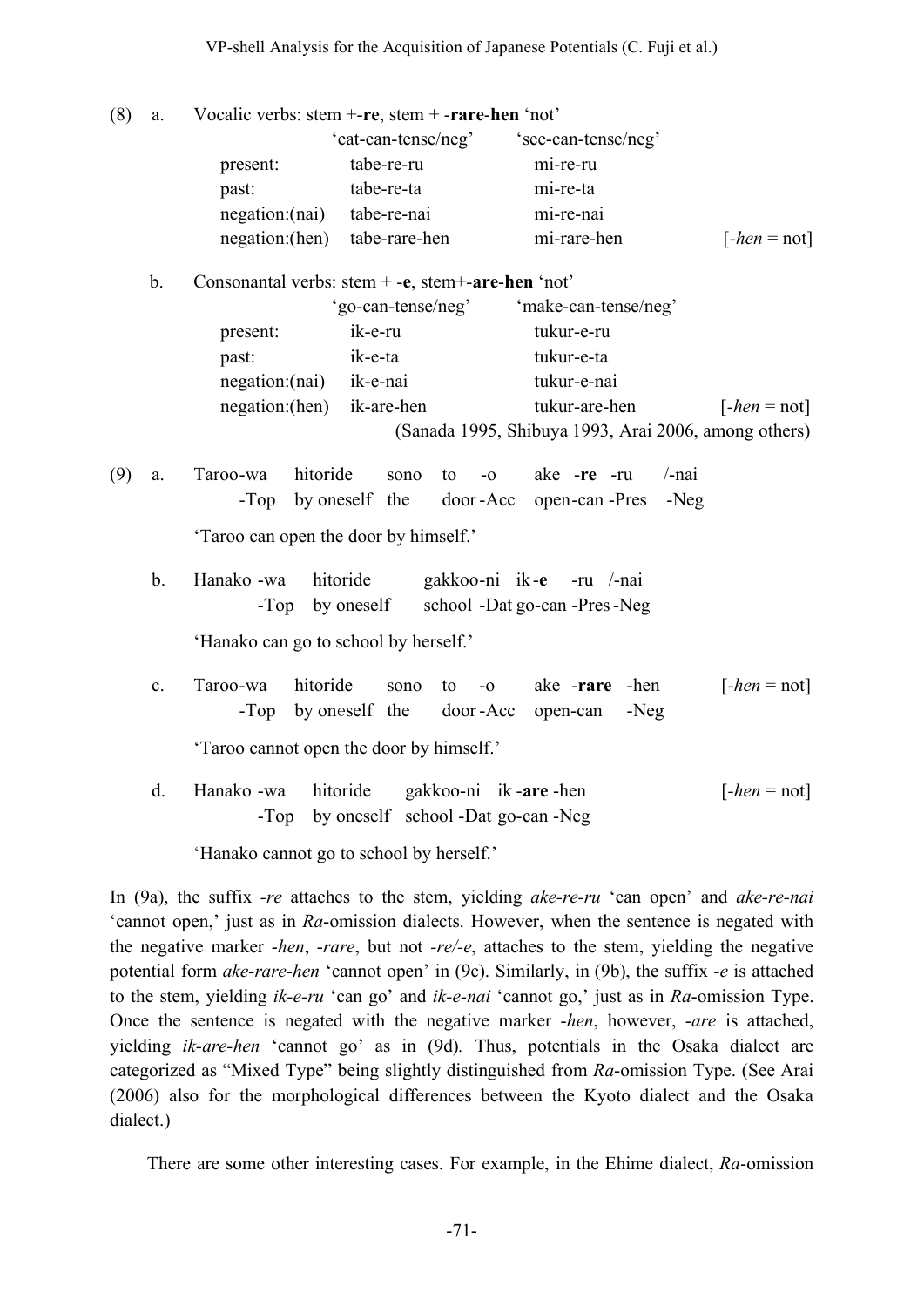(8) a. Vocalic verbs: stem +-**re**, stem + -**rare**-**hen** 'not'

| | 'eat-can-tense/neg' | 'see-can-tense/neg' | |
|---|---|---|---|
| present: | tabe-re-ru | mi-re-ru | |
| past: | tabe-re-ta | mi-re-ta | |
| negation:(nai) | tabe-re-nai | mi-re-nai | |
| negation:(hen) | tabe-rare-hen | mi-rare-hen | [-*hen* = not] |

b. Consonantal verbs: stem + -**e**, stem+-**are**-**hen** 'not'

| | 'go-can-tense/neg' | 'make-can-tense/neg' | |
|---|---|---|---|
| present: | ik-e-ru | tukur-e-ru | |
| past: | ik-e-ta | tukur-e-ta | |
| negation:(nai) | ik-e-nai | tukur-e-nai | |
| negation:(hen) | ik-are-hen | tukur-are-hen | [-*hen* = not] |

(Sanada 1995, Shibuya 1993, Arai 2006, among others)

(9) a. Taroo-wa hitoride sono to -o ake -**re** -ru /-nai
-Top by oneself the door-Acc open-can -Pres -Neg

'Taroo can open the door by himself.'

b. Hanako -wa hitoride gakkoo-ni ik-**e** -ru /-nai
-Top by oneself school -Dat go-can -Pres -Neg

'Hanako can go to school by herself.'

c. Taroo-wa hitoride sono to -o ake -**rare** -hen [-*hen* = not]
-Top by oneself the door-Acc open-can -Neg

'Taroo cannot open the door by himself.'

d. Hanako -wa hitoride gakkoo-ni ik -**are** -hen [-*hen* = not]
-Top by oneself school -Dat go-can -Neg

'Hanako cannot go to school by herself.'

In (9a), the suffix *-re* attaches to the stem, yielding *ake-re-ru* 'can open' and *ake-re-nai* 'cannot open,' just as in *Ra*-omission dialects. However, when the sentence is negated with the negative marker *-hen*, *-rare*, but not *-re/-e*, attaches to the stem, yielding the negative potential form *ake-rare-hen* 'cannot open' in (9c). Similarly, in (9b), the suffix *-e* is attached to the stem, yielding *ik-e-ru* 'can go' and *ik-e-nai* 'cannot go,' just as in *Ra*-omission Type. Once the sentence is negated with the negative marker *-hen*, however, *-are* is attached, yielding *ik-are-hen* 'cannot go' as in (9d). Thus, potentials in the Osaka dialect are categorized as "Mixed Type" being slightly distinguished from *Ra*-omission Type. (See Arai (2006) also for the morphological differences between the Kyoto dialect and the Osaka dialect.)

There are some other interesting cases. For example, in the Ehime dialect, *Ra*-omission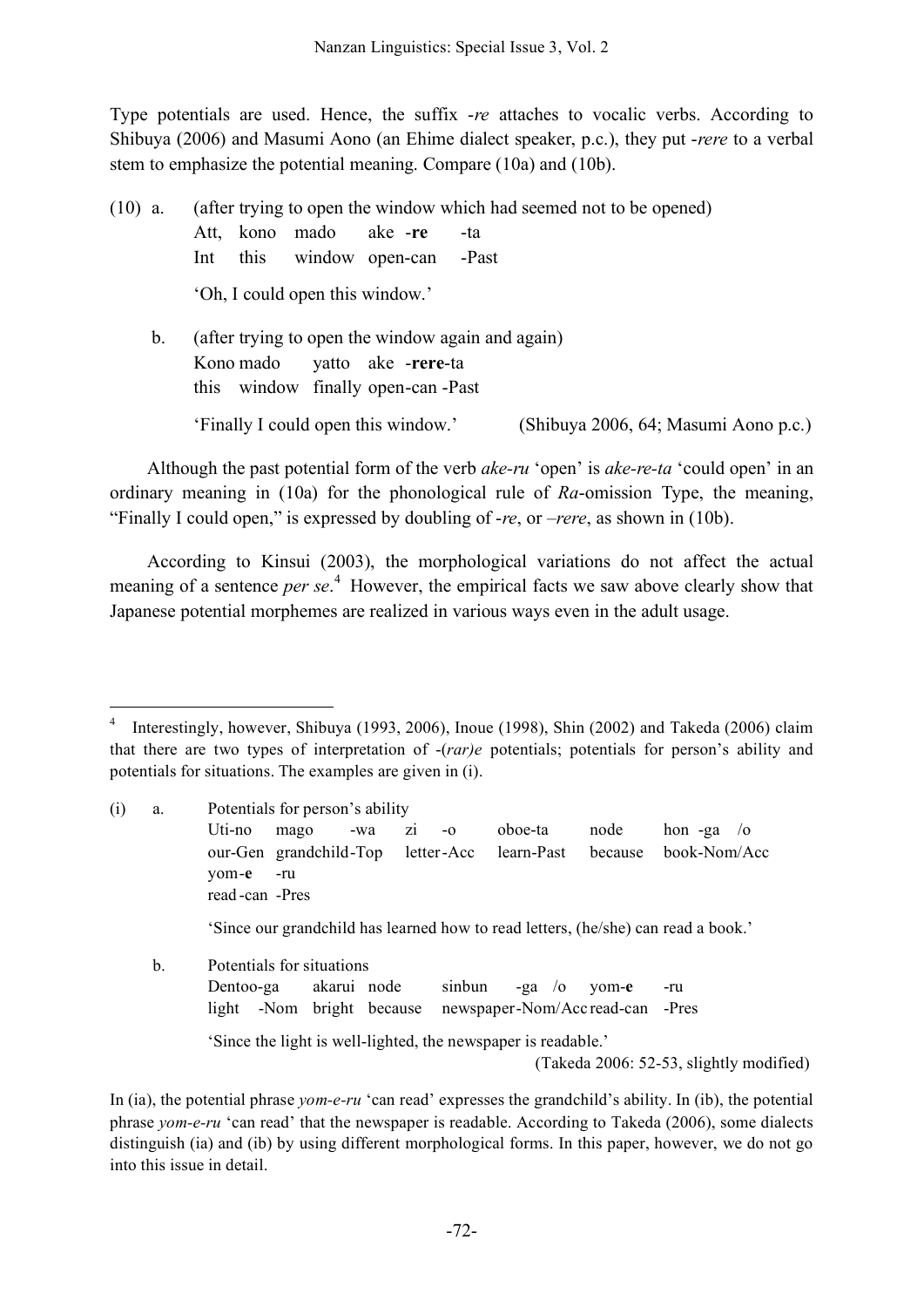Type potentials are used. Hence, the suffix *-re* attaches to vocalic verbs. According to Shibuya (2006) and Masumi Aono (an Ehime dialect speaker, p.c.), they put *-rere* to a verbal stem to emphasize the potential meaning. Compare (10a) and (10b).

(10) a. (after trying to open the window which had seemed not to be opened)

Att, kono mado ake **-re** -ta
Int this window open-can -Past

'Oh, I could open this window.'

b. (after trying to open the window again and again)

Kono mado yatto ake -**rere**-ta
this window finally open-can -Past

'Finally I could open this window.' (Shibuya 2006, 64; Masumi Aono p.c.)

Although the past potential form of the verb *ake-ru* 'open' is *ake-re-ta* 'could open' in an ordinary meaning in (10a) for the phonological rule of *Ra*-omission Type, the meaning, "Finally I could open," is expressed by doubling of *-re*, or *–rere*, as shown in (10b).

According to Kinsui (2003), the morphological variations do not affect the actual meaning of a sentence *per se*.[4] However, the empirical facts we saw above clearly show that Japanese potential morphemes are realized in various ways even in the adult usage.

---

[4] Interestingly, however, Shibuya (1993, 2006), Inoue (1998), Shin (2002) and Takeda (2006) claim that there are two types of interpretation of -(*rar)e* potentials; potentials for person's ability and potentials for situations. The examples are given in (i).

(i) a. Potentials for person's ability

Uti-no mago -wa zi -o oboe-ta node hon -ga /o
our-Gen grandchild-Top letter-Acc learn-Past because book-Nom/Acc
yom-**e** -ru
read-can -Pres

'Since our grandchild has learned how to read letters, (he/she) can read a book.'

b. Potentials for situations

Dentoo-ga akarui node sinbun -ga /o yom-**e** -ru
light -Nom bright because newspaper-Nom/Acc read-can -Pres

'Since the light is well-lighted, the newspaper is readable.'
(Takeda 2006: 52-53, slightly modified)

In (ia), the potential phrase *yom-e-ru* 'can read' expresses the grandchild's ability. In (ib), the potential phrase *yom-e-ru* 'can read' that the newspaper is readable. According to Takeda (2006), some dialects distinguish (ia) and (ib) by using different morphological forms. In this paper, however, we do not go into this issue in detail.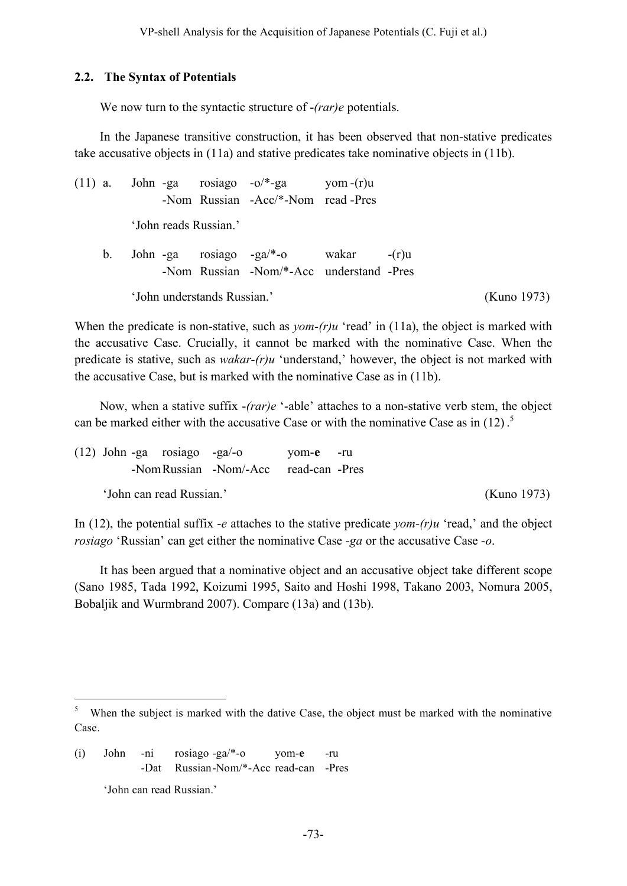### 2.2. The Syntax of Potentials

We now turn to the syntactic structure of *-(rar)e* potentials.

In the Japanese transitive construction, it has been observed that non-stative predicates take accusative objects in (11a) and stative predicates take nominative objects in (11b).

(11) a. John -ga rosiago -o/*-ga yom -(r)u
        -Nom Russian -Acc/*-Nom read -Pres

   'John reads Russian.'

   b. John -ga rosiago -ga/*-o wakar -(r)u
        -Nom Russian -Nom/*-Acc understand -Pres

   'John understands Russian.' (Kuno 1973)

When the predicate is non-stative, such as *yom-(r)u* 'read' in (11a), the object is marked with the accusative Case. Crucially, it cannot be marked with the nominative Case. When the predicate is stative, such as *wakar-(r)u* 'understand,' however, the object is not marked with the accusative Case, but is marked with the nominative Case as in (11b).

Now, when a stative suffix *-(rar)e* '-able' attaches to a non-stative verb stem, the object can be marked either with the accusative Case or with the nominative Case as in (12).[5]

(12) John -ga rosiago -ga/-o yom-**e** -ru
        -Nom Russian -Nom/-Acc read-can -Pres

   'John can read Russian.' (Kuno 1973)

In (12), the potential suffix *-e* attaches to the stative predicate *yom-(r)u* 'read,' and the object *rosiago* 'Russian' can get either the nominative Case *-ga* or the accusative Case *-o*.

It has been argued that a nominative object and an accusative object take different scope (Sano 1985, Tada 1992, Koizumi 1995, Saito and Hoshi 1998, Takano 2003, Nomura 2005, Bobaljik and Wurmbrand 2007). Compare (13a) and (13b).

---

[5] When the subject is marked with the dative Case, the object must be marked with the nominative Case.

(i) John -ni rosiago -ga/*-o yom-**e** -ru
        -Dat Russian-Nom/*-Acc read-can -Pres

   'John can read Russian.'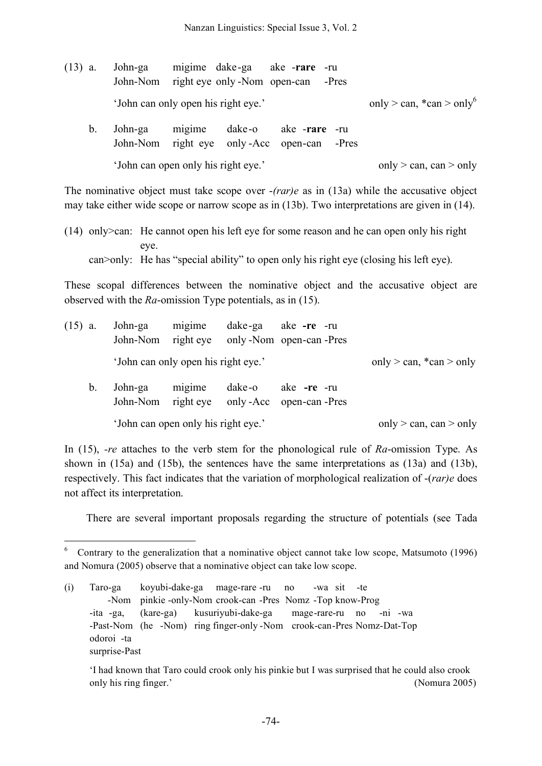(13) a. John-ga migime dake-ga ake -**rare** -ru
John-Nom right eye only -Nom open-can -Pres

'John can only open his right eye.' only > can, *can > only[6]

b. John-ga migime dake-o ake -**rare** -ru
John-Nom right eye only -Acc open-can -Pres

'John can open only his right eye.' only > can, can > only

The nominative object must take scope over -*(rar)e* as in (13a) while the accusative object may take either wide scope or narrow scope as in (13b). Two interpretations are given in (14).

(14) only>can: He cannot open his left eye for some reason and he can open only his right eye.
can>only: He has "special ability" to open only his right eye (closing his left eye).

These scopal differences between the nominative object and the accusative object are observed with the *Ra*-omission Type potentials, as in (15).

(15) a. John-ga migime dake-ga ake **-re** -ru
John-Nom right eye only -Nom open-can -Pres

'John can only open his right eye.' only > can, *can > only

b. John-ga migime dake-o ake **-re** -ru
John-Nom right eye only -Acc open-can -Pres

'John can open only his right eye.' only > can, can > only

In (15), *-re* attaches to the verb stem for the phonological rule of *Ra*-omission Type. As shown in (15a) and (15b), the sentences have the same interpretations as (13a) and (13b), respectively. This fact indicates that the variation of morphological realization of -(*rar)e* does not affect its interpretation.

There are several important proposals regarding the structure of potentials (see Tada

---

[6] Contrary to the generalization that a nominative object cannot take low scope, Matsumoto (1996) and Nomura (2005) observe that a nominative object can take low scope.

(i) Taro-ga koyubi-dake-ga mage-rare -ru no -wa sit -te
-Nom pinkie -only-Nom crook-can -Pres Nomz -Top know-Prog
-ita -ga, (kare-ga) kusuriyubi-dake-ga mage-rare-ru no -ni -wa
-Past-Nom (he -Nom) ring finger-only -Nom crook-can-Pres Nomz-Dat-Top
odoroi -ta
surprise-Past

'I had known that Taro could crook only his pinkie but I was surprised that he could also crook only his ring finger.' (Nomura 2005)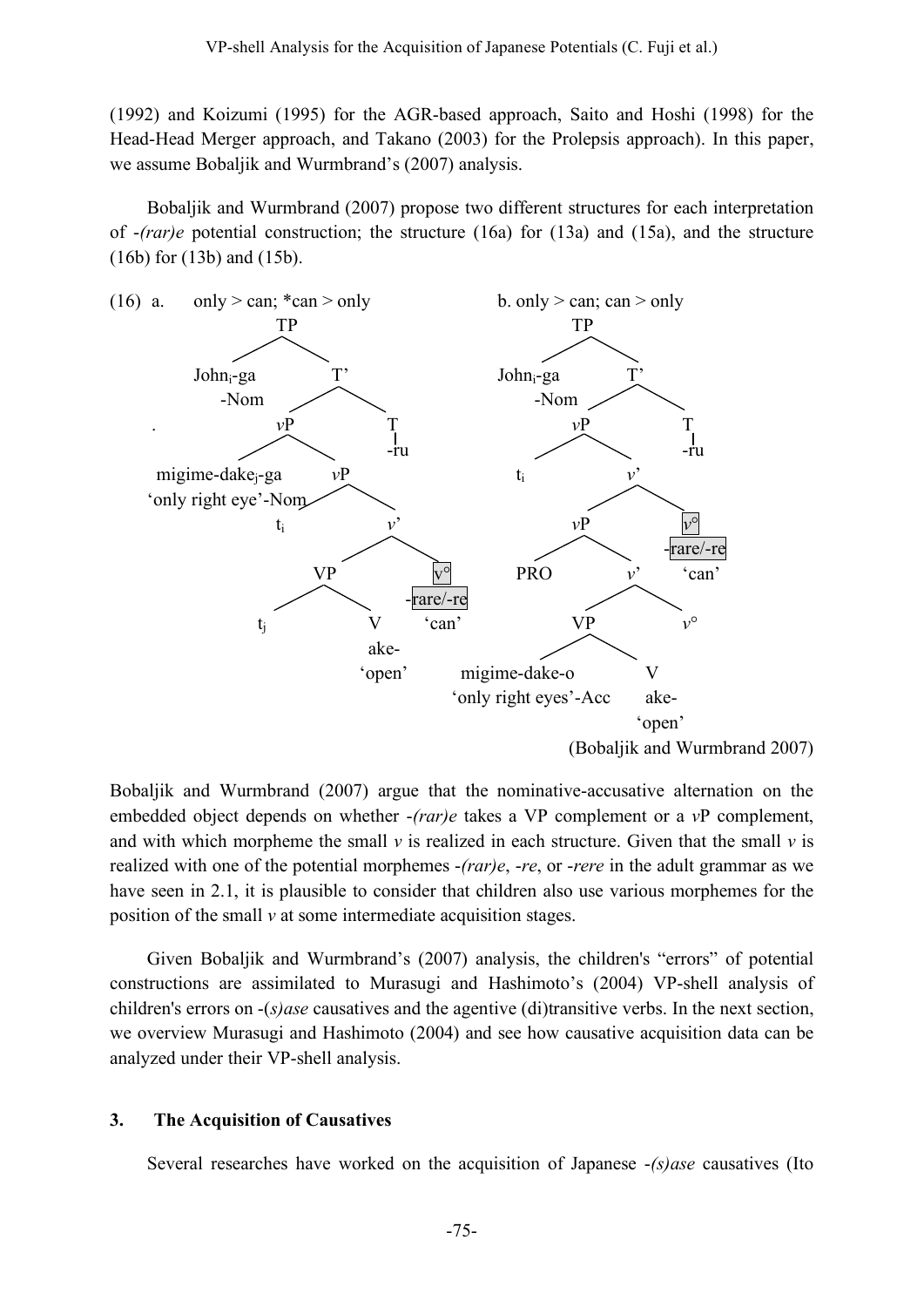(1992) and Koizumi (1995) for the AGR-based approach, Saito and Hoshi (1998) for the Head-Head Merger approach, and Takano (2003) for the Prolepsis approach). In this paper, we assume Bobaljik and Wurmbrand's (2007) analysis.

Bobaljik and Wurmbrand (2007) propose two different structures for each interpretation of *-(rar)e* potential construction; the structure (16a) for (13a) and (15a), and the structure (16b) for (13b) and (15b).

(16) a. only > can; *can > only

```
TP
├── John_i-ga -Nom
└── T'
    ├── vP
    │   ├── migime-dake_j-ga 'only right eye'-Nom
    │   └── vP
    │       ├── t_i
    │       └── v'
    │           ├── VP
    │           │   ├── t_j
    │           │   └── V ake- 'open'
    │           └── v° -rare/-re 'can'
    └── T -ru
```

b. only > can; can > only

```
TP
├── John_i-ga -Nom
└── T'
    ├── vP
    │   ├── t_i
    │   └── v'
    │       ├── vP
    │       │   ├── PRO
    │       │   └── v'
    │       │       ├── VP
    │       │       │   ├── migime-dake-o 'only right eyes'-Acc
    │       │       │   └── V ake- 'open'
    │       │       └── v°
    │       └── v° -rare/-re 'can'
    └── T -ru
```

(Bobaljik and Wurmbrand 2007)

Bobaljik and Wurmbrand (2007) argue that the nominative-accusative alternation on the embedded object depends on whether *-(rar)e* takes a VP complement or a *v*P complement, and with which morpheme the small *v* is realized in each structure. Given that the small *v* is realized with one of the potential morphemes *-(rar)e*, *-re*, or *-rere* in the adult grammar as we have seen in 2.1, it is plausible to consider that children also use various morphemes for the position of the small *v* at some intermediate acquisition stages.

Given Bobaljik and Wurmbrand's (2007) analysis, the children's "errors" of potential constructions are assimilated to Murasugi and Hashimoto's (2004) VP-shell analysis of children's errors on -(*s)ase* causatives and the agentive (di)transitive verbs. In the next section, we overview Murasugi and Hashimoto (2004) and see how causative acquisition data can be analyzed under their VP-shell analysis.

## 3. The Acquisition of Causatives

Several researches have worked on the acquisition of Japanese *-(s)ase* causatives (Ito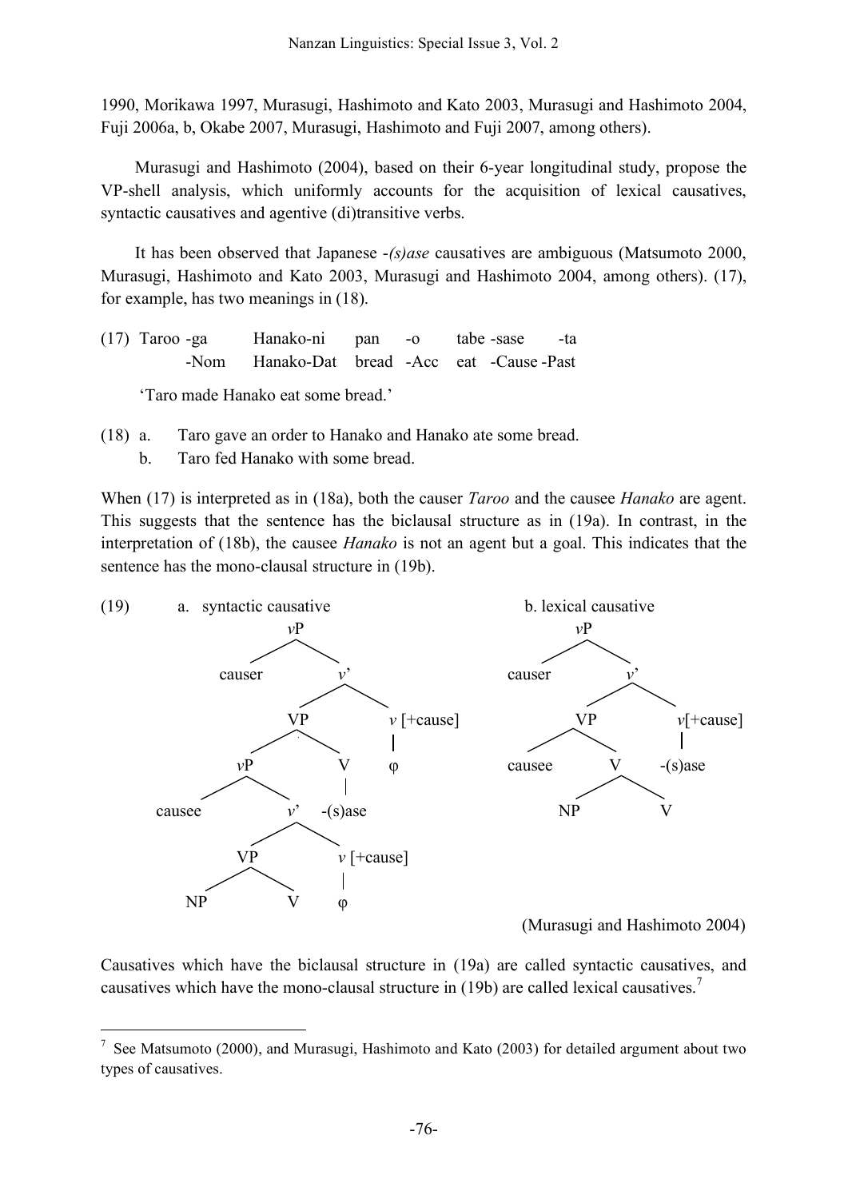1990, Morikawa 1997, Murasugi, Hashimoto and Kato 2003, Murasugi and Hashimoto 2004, Fuji 2006a, b, Okabe 2007, Murasugi, Hashimoto and Fuji 2007, among others).

Murasugi and Hashimoto (2004), based on their 6-year longitudinal study, propose the VP-shell analysis, which uniformly accounts for the acquisition of lexical causatives, syntactic causatives and agentive (di)transitive verbs.

It has been observed that Japanese *-(s)ase* causatives are ambiguous (Matsumoto 2000, Murasugi, Hashimoto and Kato 2003, Murasugi and Hashimoto 2004, among others). (17), for example, has two meanings in (18).

(17) Taroo -ga Hanako-ni pan -o tabe -sase -ta
  -Nom Hanako-Dat bread -Acc eat -Cause -Past

'Taro made Hanako eat some bread.'

(18) a. Taro gave an order to Hanako and Hanako ate some bread.
  b. Taro fed Hanako with some bread.

When (17) is interpreted as in (18a), both the causer *Taroo* and the causee *Hanako* are agent. This suggests that the sentence has the biclausal structure as in (19a). In contrast, in the interpretation of (18b), the causee *Hanako* is not an agent but a goal. This indicates that the sentence has the mono-clausal structure in (19b).

(19) a. syntactic causative

```
[vP causer [v' [VP [vP causee [v' [VP NP V] v[+cause]-φ]] V-(s)ase] v[+cause]-φ]]
```

b. lexical causative

```
[vP causer [v' [VP causee [V NP V]] v[+cause]-(s)ase]]
```

(Murasugi and Hashimoto 2004)

Causatives which have the biclausal structure in (19a) are called syntactic causatives, and causatives which have the mono-clausal structure in (19b) are called lexical causatives.[7]

[7] See Matsumoto (2000), and Murasugi, Hashimoto and Kato (2003) for detailed argument about two types of causatives.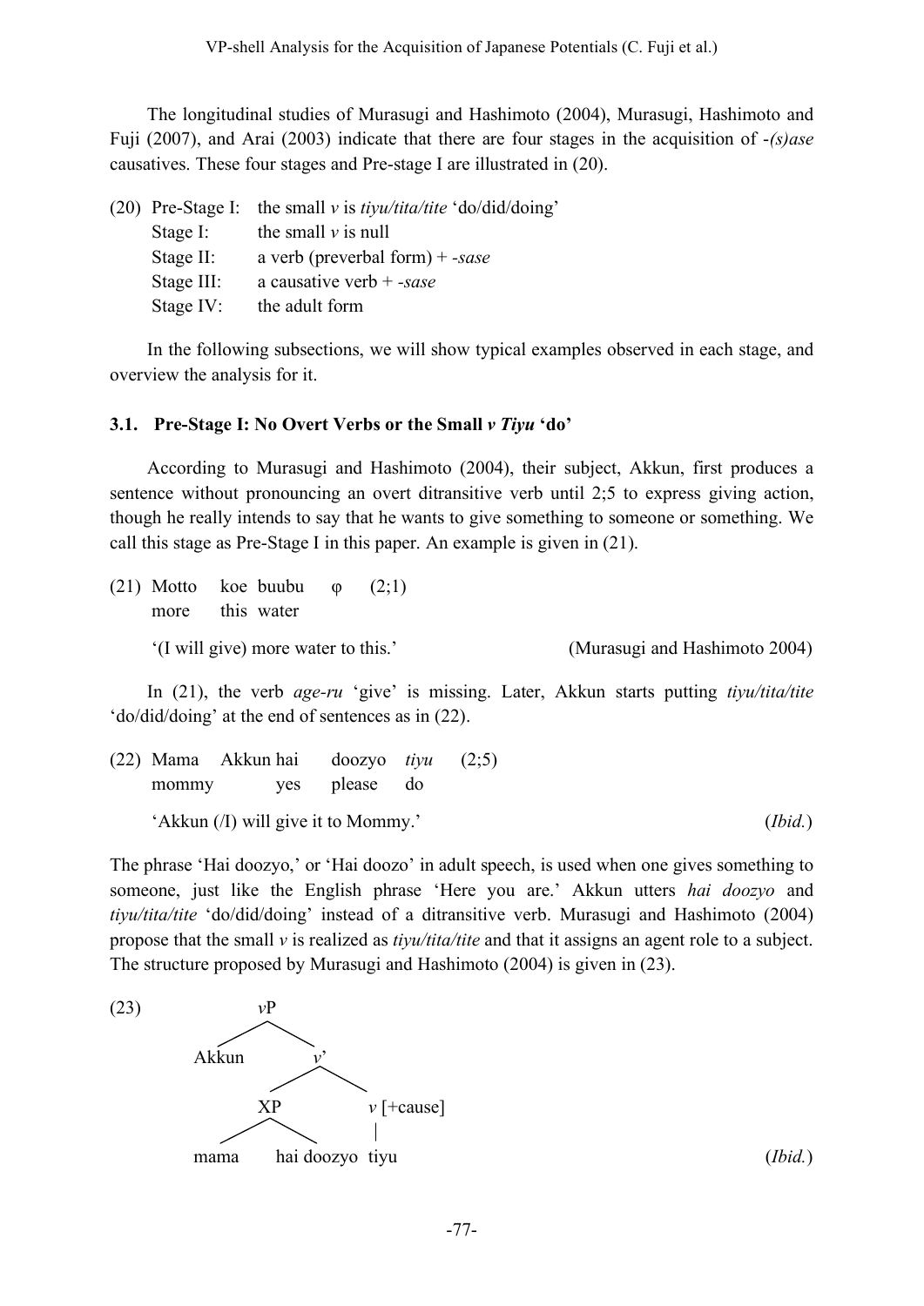The longitudinal studies of Murasugi and Hashimoto (2004), Murasugi, Hashimoto and Fuji (2007), and Arai (2003) indicate that there are four stages in the acquisition of *-(s)ase* causatives. These four stages and Pre-stage I are illustrated in (20).

(20) Pre-Stage I: the small *v* is *tiyu/tita/tite* 'do/did/doing'
     Stage I: the small *v* is null
     Stage II: a verb (preverbal form) + *-sase*
     Stage III: a causative verb + *-sase*
     Stage IV: the adult form

In the following subsections, we will show typical examples observed in each stage, and overview the analysis for it.

### 3.1. Pre-Stage I: No Overt Verbs or the Small *v Tiyu* 'do'

According to Murasugi and Hashimoto (2004), their subject, Akkun, first produces a sentence without pronouncing an overt ditransitive verb until 2;5 to express giving action, though he really intends to say that he wants to give something to someone or something. We call this stage as Pre-Stage I in this paper. An example is given in (21).

(21) Motto koe buubu φ (2;1)
     more this water
     '(I will give) more water to this.' (Murasugi and Hashimoto 2004)

In (21), the verb *age-ru* 'give' is missing. Later, Akkun starts putting *tiyu/tita/tite* 'do/did/doing' at the end of sentences as in (22).

(22) Mama Akkun hai doozyo *tiyu* (2;5)
     mommy yes please do
     'Akkun (/I) will give it to Mommy.' (*Ibid.*)

The phrase 'Hai doozyo,' or 'Hai doozo' in adult speech, is used when one gives something to someone, just like the English phrase 'Here you are.' Akkun utters *hai doozyo* and *tiyu/tita/tite* 'do/did/doing' instead of a ditransitive verb. Murasugi and Hashimoto (2004) propose that the small *v* is realized as *tiyu/tita/tite* and that it assigns an agent role to a subject. The structure proposed by Murasugi and Hashimoto (2004) is given in (23).

(23) [*v*P Akkun [*v*' [XP mama hai doozyo] [*v* [+cause] tiyu]]] (*Ibid.*)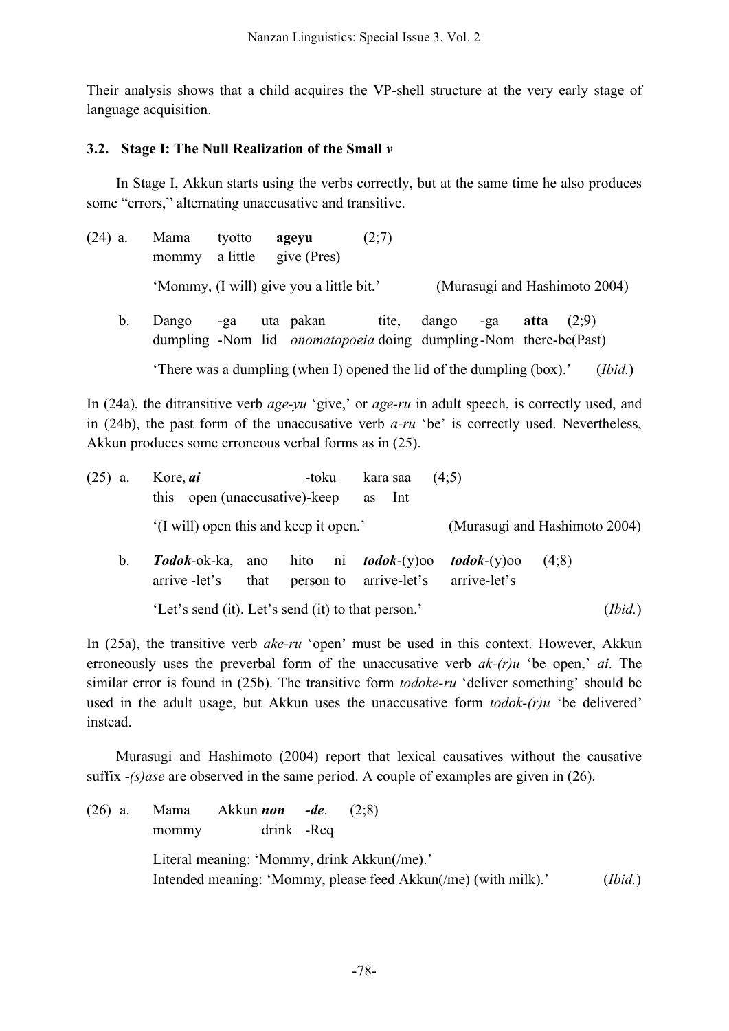Their analysis shows that a child acquires the VP-shell structure at the very early stage of language acquisition.

### 3.2. Stage I: The Null Realization of the Small *v*

In Stage I, Akkun starts using the verbs correctly, but at the same time he also produces some "errors," alternating unaccusative and transitive.

(24) a. Mama tyotto **ageyu** (2;7)
mommy a little give (Pres)

'Mommy, (I will) give you a little bit.' (Murasugi and Hashimoto 2004)

b. Dango -ga uta pakan tite, dango -ga **atta** (2;9)
dumpling -Nom lid *onomatopoeia* doing dumpling -Nom there-be(Past)

'There was a dumpling (when I) opened the lid of the dumpling (box).' (*Ibid.*)

In (24a), the ditransitive verb *age-yu* 'give,' or *age-ru* in adult speech, is correctly used, and in (24b), the past form of the unaccusative verb *a-ru* 'be' is correctly used. Nevertheless, Akkun produces some erroneous verbal forms as in (25).

(25) a. Kore, ***ai*** -toku kara saa (4;5)
this open (unaccusative)-keep as Int

'(I will) open this and keep it open.' (Murasugi and Hashimoto 2004)

b. ***Todok***-ok-ka, ano hito ni ***todok***-(y)oo ***todok***-(y)oo (4;8)
arrive -let's that person to arrive-let's arrive-let's

'Let's send (it). Let's send (it) to that person.' (*Ibid.*)

In (25a), the transitive verb *ake-ru* 'open' must be used in this context. However, Akkun erroneously uses the preverbal form of the unaccusative verb *ak-(r)u* 'be open,' *ai*. The similar error is found in (25b). The transitive form *todoke-ru* 'deliver something' should be used in the adult usage, but Akkun uses the unaccusative form *todok-(r)u* 'be delivered' instead.

Murasugi and Hashimoto (2004) report that lexical causatives without the causative suffix *-(s)ase* are observed in the same period. A couple of examples are given in (26).

(26) a. Mama Akkun ***non*** ***-de***. (2;8)
mommy drink -Req

Literal meaning: 'Mommy, drink Akkun(/me).'
Intended meaning: 'Mommy, please feed Akkun(/me) (with milk).' (*Ibid.*)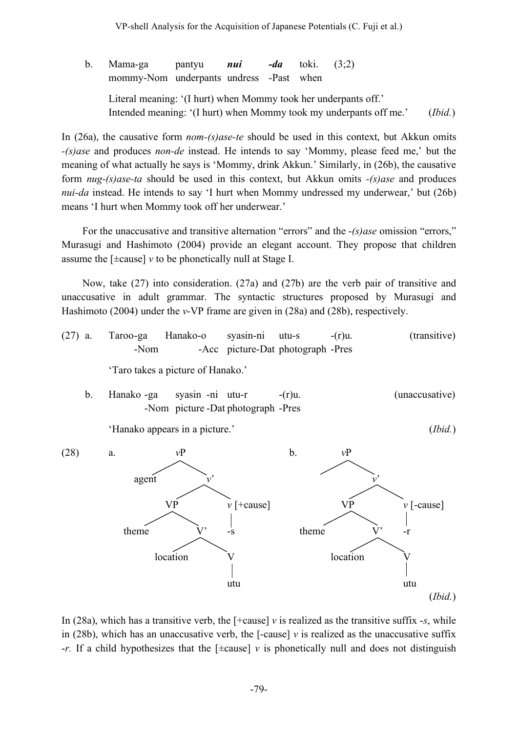b. Mama-ga pantyu ***nui*** ***-da*** toki. (3;2)
   mommy-Nom underpants undress -Past when

   Literal meaning: '(I hurt) when Mommy took her underpants off.'
   Intended meaning: '(I hurt) when Mommy took my underpants off me.' (*Ibid.*)

In (26a), the causative form *nom-(s)ase-te* should be used in this context, but Akkun omits *-(s)ase* and produces *non-de* instead. He intends to say 'Mommy, please feed me,' but the meaning of what actually he says is 'Mommy, drink Akkun.' Similarly, in (26b), the causative form *nug-(s)ase-ta* should be used in this context, but Akkun omits *-(s)ase* and produces *nui-da* instead. He intends to say 'I hurt when Mommy undressed my underwear,' but (26b) means 'I hurt when Mommy took off her underwear.'

For the unaccusative and transitive alternation "errors" and the *-(s)ase* omission "errors," Murasugi and Hashimoto (2004) provide an elegant account. They propose that children assume the [±cause] *v* to be phonetically null at Stage I.

Now, take (27) into consideration. (27a) and (27b) are the verb pair of transitive and unaccusative in adult grammar. The syntactic structures proposed by Murasugi and Hashimoto (2004) under the *v*-VP frame are given in (28a) and (28b), respectively.

(27) a. Taroo-ga Hanako-o syasin-ni utu-s -(r)u. (transitive)
   -Nom -Acc picture-Dat photograph -Pres

   'Taro takes a picture of Hanako.'

b. Hanako -ga syasin -ni utu-r -(r)u. (unaccusative)
   -Nom picture -Dat photograph -Pres

   'Hanako appears in a picture.' (*Ibid.*)

(28) a.
```
                vP
               /  \
          agent    v'
                  /  \
                VP    v [+cause]
               /  \     |
          theme    V'   -s
                  /  \
          location    V
                      |
                     utu
```

b.
```
                vP
                  \
                   v'
                  /  \
                VP    v [-cause]
               /  \     |
          theme    V'   -r
                  /  \
          location    V
                      |
                     utu
```
(*Ibid.*)

In (28a), which has a transitive verb, the [+cause] *v* is realized as the transitive suffix *-s*, while in (28b), which has an unaccusative verb, the [-cause] *v* is realized as the unaccusative suffix *-r*. If a child hypothesizes that the [±cause] *v* is phonetically null and does not distinguish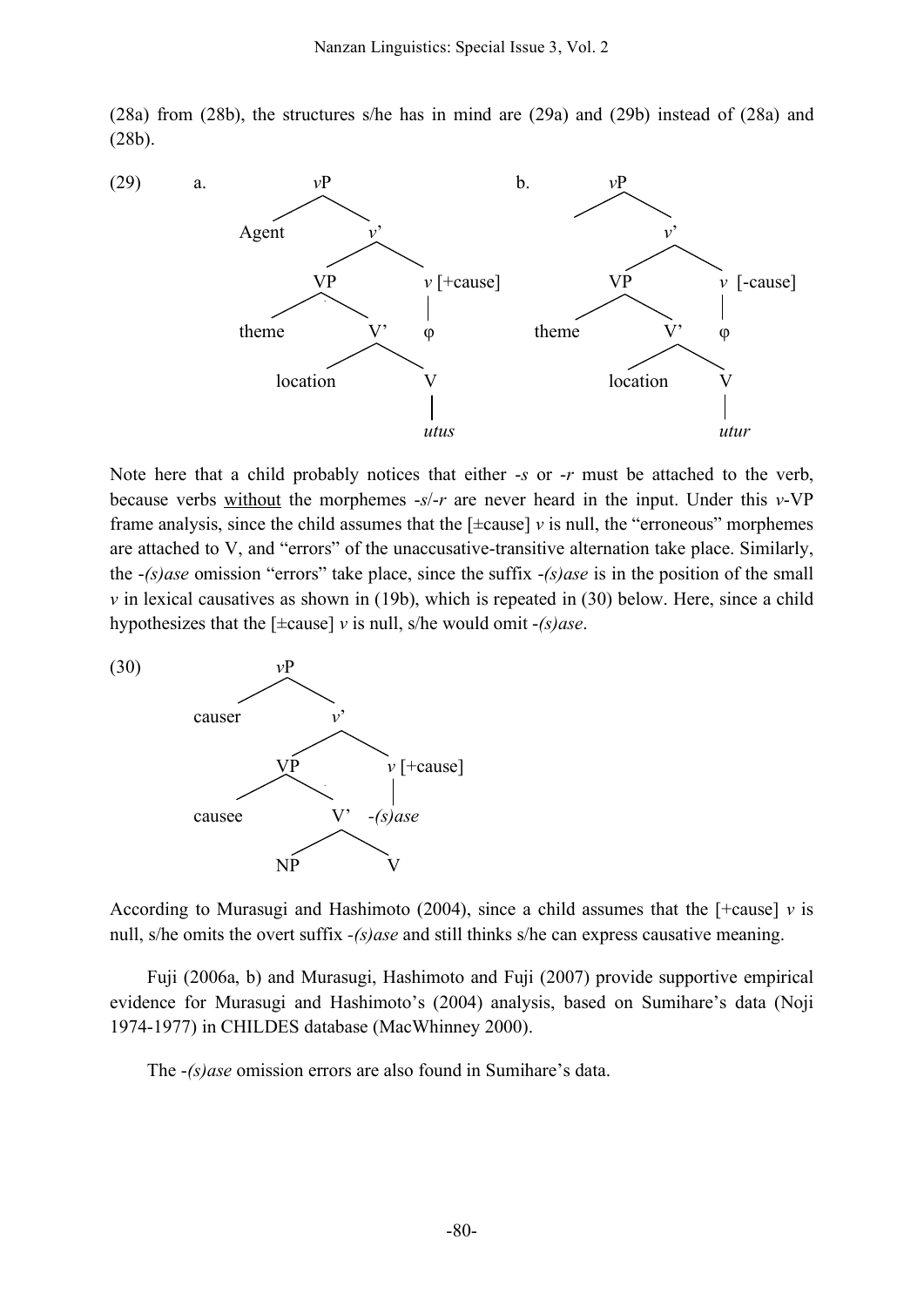(28a) from (28b), the structures s/he has in mind are (29a) and (29b) instead of (28a) and (28b).

(29) a. [$_{vP}$ Agent [$_{v'}$ [$_{VP}$ theme [$_{V'}$ location [$_{V}$ *utus*]]] [$_{v}$ [+cause] φ]]]

b. [$_{vP}$ [$_{v'}$ [$_{VP}$ theme [$_{V'}$ location [$_{V}$ *utur*]]] [$_{v}$ [-cause] φ]]]

Note here that a child probably notices that either *-s* or *-r* must be attached to the verb, because verbs <u>without</u> the morphemes *-s*/*-r* are never heard in the input. Under this *v*-VP frame analysis, since the child assumes that the [±cause] *v* is null, the "erroneous" morphemes are attached to V, and "errors" of the unaccusative-transitive alternation take place. Similarly, the *-(s)ase* omission "errors" take place, since the suffix *-(s)ase* is in the position of the small *v* in lexical causatives as shown in (19b), which is repeated in (30) below. Here, since a child hypothesizes that the [±cause] *v* is null, s/he would omit *-(s)ase*.

(30) [$_{vP}$ causer [$_{v'}$ [$_{VP}$ causee [$_{V'}$ NP V]] [$_{v}$ [+cause] *-(s)ase*]]]

According to Murasugi and Hashimoto (2004), since a child assumes that the [+cause] *v* is null, s/he omits the overt suffix *-(s)ase* and still thinks s/he can express causative meaning.

Fuji (2006a, b) and Murasugi, Hashimoto and Fuji (2007) provide supportive empirical evidence for Murasugi and Hashimoto's (2004) analysis, based on Sumihare's data (Noji 1974-1977) in CHILDES database (MacWhinney 2000).

The *-(s)ase* omission errors are also found in Sumihare's data.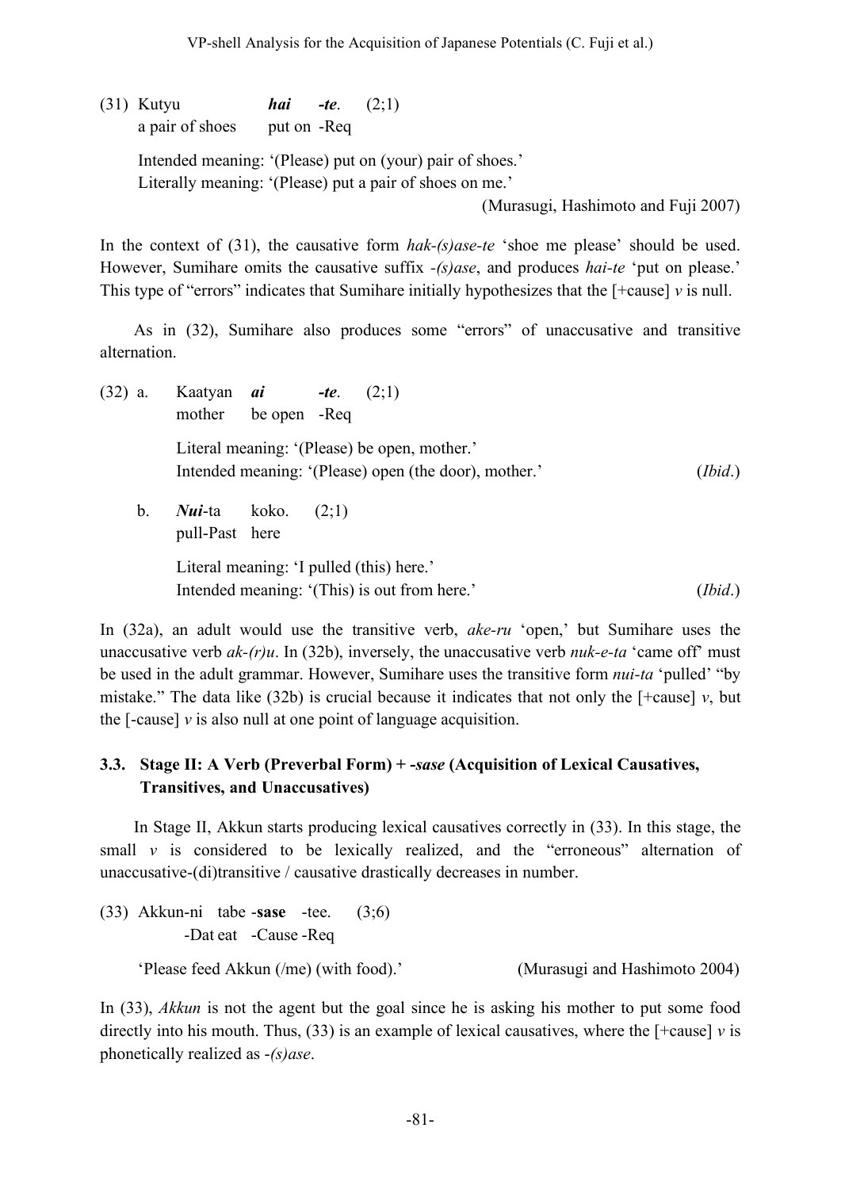(31) Kutyu *hai* *-te*. (2;1)
a pair of shoes put on -Req

Intended meaning: '(Please) put on (your) pair of shoes.'
Literally meaning: '(Please) put a pair of shoes on me.'
(Murasugi, Hashimoto and Fuji 2007)

In the context of (31), the causative form *hak-(s)ase-te* 'shoe me please' should be used. However, Sumihare omits the causative suffix *-(s)ase*, and produces *hai-te* 'put on please.' This type of "errors" indicates that Sumihare initially hypothesizes that the [+cause] *v* is null.

As in (32), Sumihare also produces some "errors" of unaccusative and transitive alternation.

(32) a. Kaatyan *ai* *-te*. (2;1)
mother be open -Req

Literal meaning: '(Please) be open, mother.'
Intended meaning: '(Please) open (the door), mother.' (*Ibid*.)

b. ***Nui***-ta koko. (2;1)
pull-Past here

Literal meaning: 'I pulled (this) here.'
Intended meaning: '(This) is out from here.' (*Ibid*.)

In (32a), an adult would use the transitive verb, *ake-ru* 'open,' but Sumihare uses the unaccusative verb *ak-(r)u*. In (32b), inversely, the unaccusative verb *nuk-e-ta* 'came off' must be used in the adult grammar. However, Sumihare uses the transitive form *nui-ta* 'pulled' "by mistake." The data like (32b) is crucial because it indicates that not only the [+cause] *v*, but the [-cause] *v* is also null at one point of language acquisition.

### 3.3. Stage II: A Verb (Preverbal Form) + *-sase* (Acquisition of Lexical Causatives, Transitives, and Unaccusatives)

In Stage II, Akkun starts producing lexical causatives correctly in (33). In this stage, the small *v* is considered to be lexically realized, and the "erroneous" alternation of unaccusative-(di)transitive / causative drastically decreases in number.

(33) Akkun-ni tabe -**sase** -tee. (3;6)
-Dat eat -Cause -Req

'Please feed Akkun (/me) (with food).' (Murasugi and Hashimoto 2004)

In (33), *Akkun* is not the agent but the goal since he is asking his mother to put some food directly into his mouth. Thus, (33) is an example of lexical causatives, where the [+cause] *v* is phonetically realized as *-(s)ase*.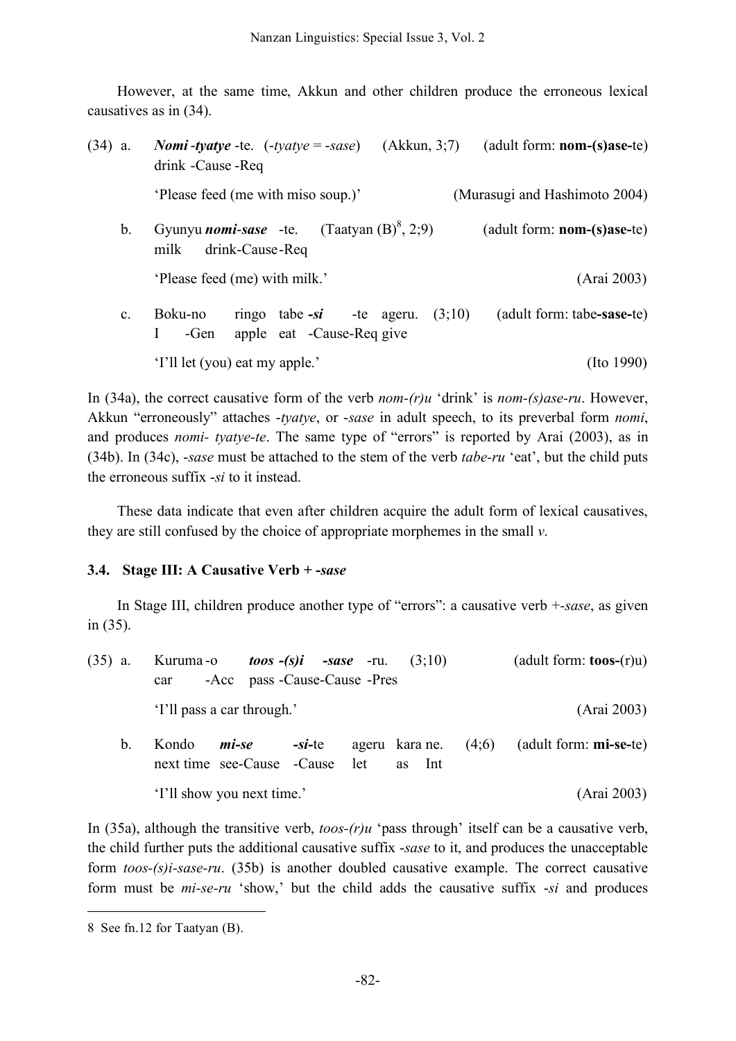However, at the same time, Akkun and other children produce the erroneous lexical causatives as in (34).

(34) a. ***Nomi*** **-*tyatye*** -te. (-*tyatye* = -*sase*) (Akkun, 3;7) (adult form: **nom-(s)ase-**te)
drink -Cause -Req

'Please feed (me with miso soup.)' (Murasugi and Hashimoto 2004)

b. Gyunyu ***nomi-sase*** -te. (Taatyan (B)[8], 2;9) (adult form: **nom-(s)ase-**te)
milk drink-Cause-Req

'Please feed (me) with milk.' (Arai 2003)

c. Boku-no ringo tabe ***-si*** -te ageru. (3;10) (adult form: tabe**-sase-**te)
I -Gen apple eat -Cause-Req give

'I'll let (you) eat my apple.' (Ito 1990)

In (34a), the correct causative form of the verb *nom-(r)u* 'drink' is *nom-(s)ase-ru*. However, Akkun "erroneously" attaches -*tyatye*, or -*sase* in adult speech, to its preverbal form *nomi*, and produces *nomi- tyatye-te*. The same type of "errors" is reported by Arai (2003), as in (34b). In (34c), -*sase* must be attached to the stem of the verb *tabe-ru* 'eat', but the child puts the erroneous suffix -*si* to it instead.

These data indicate that even after children acquire the adult form of lexical causatives, they are still confused by the choice of appropriate morphemes in the small *v*.

### 3.4. Stage III: A Causative Verb + -*sase*

In Stage III, children produce another type of "errors": a causative verb +-*sase*, as given in (35).

(35) a. Kuruma-o ***toos -(s)i -sase*** -ru. (3;10) (adult form: **toos-**(r)u)
car -Acc pass -Cause-Cause -Pres

'I'll pass a car through.' (Arai 2003)

b. Kondo ***mi-se*** ***-si***-te ageru kara ne. (4;6) (adult form: **mi-se-**te)
next time see-Cause -Cause let as Int

'I'll show you next time.' (Arai 2003)

In (35a), although the transitive verb, *toos-(r)u* 'pass through' itself can be a causative verb, the child further puts the additional causative suffix -*sase* to it, and produces the unacceptable form *toos-(s)i-sase-ru*. (35b) is another doubled causative example. The correct causative form must be *mi-se-ru* 'show,' but the child adds the causative suffix -*si* and produces

8 See fn.12 for Taatyan (B).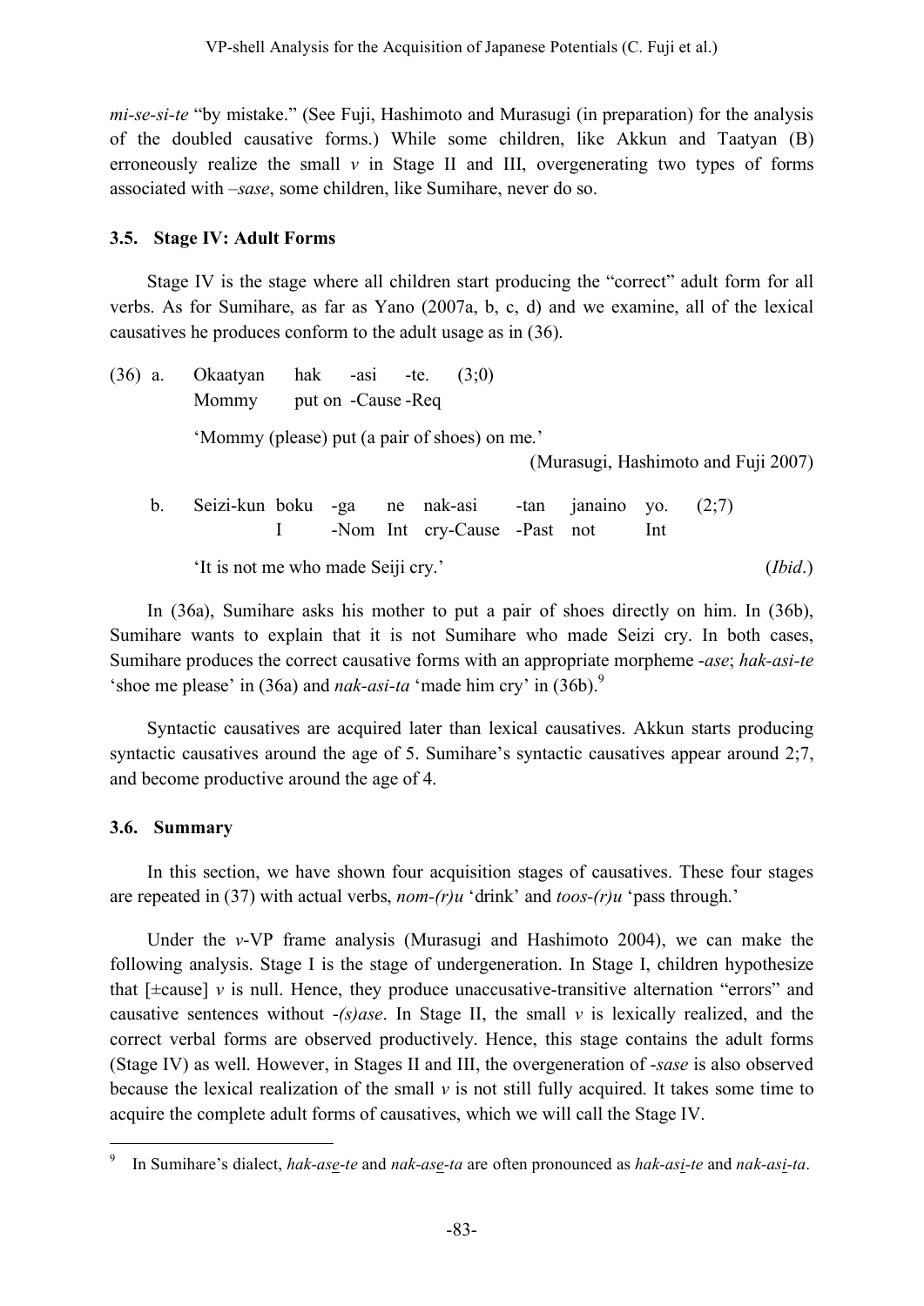*mi-se-si-te* "by mistake." (See Fuji, Hashimoto and Murasugi (in preparation) for the analysis of the doubled causative forms.) While some children, like Akkun and Taatyan (B) erroneously realize the small *v* in Stage II and III, overgenerating two types of forms associated with *–sase*, some children, like Sumihare, never do so.

### 3.5. Stage IV: Adult Forms

Stage IV is the stage where all children start producing the "correct" adult form for all verbs. As for Sumihare, as far as Yano (2007a, b, c, d) and we examine, all of the lexical causatives he produces conform to the adult usage as in (36).

(36) a. Okaatyan hak -asi -te. (3;0)
 Mommy put on -Cause -Req

 'Mommy (please) put (a pair of shoes) on me.'

 (Murasugi, Hashimoto and Fuji 2007)

 b. Seizi-kun boku -ga ne nak-asi -tan janaino yo. (2;7)
 I -Nom Int cry-Cause -Past not Int

 'It is not me who made Seiji cry.' (*Ibid*.)

In (36a), Sumihare asks his mother to put a pair of shoes directly on him. In (36b), Sumihare wants to explain that it is not Sumihare who made Seizi cry. In both cases, Sumihare produces the correct causative forms with an appropriate morpheme *-ase*; *hak-asi-te* 'shoe me please' in (36a) and *nak-asi-ta* 'made him cry' in (36b).[9]

Syntactic causatives are acquired later than lexical causatives. Akkun starts producing syntactic causatives around the age of 5. Sumihare's syntactic causatives appear around 2;7, and become productive around the age of 4.

### 3.6. Summary

In this section, we have shown four acquisition stages of causatives. These four stages are repeated in (37) with actual verbs, *nom-(r)u* 'drink' and *toos-(r)u* 'pass through.'

Under the *v*-VP frame analysis (Murasugi and Hashimoto 2004), we can make the following analysis. Stage I is the stage of undergeneration. In Stage I, children hypothesize that [±cause] *v* is null. Hence, they produce unaccusative-transitive alternation "errors" and causative sentences without *-(s)ase*. In Stage II, the small *v* is lexically realized, and the correct verbal forms are observed productively. Hence, this stage contains the adult forms (Stage IV) as well. However, in Stages II and III, the overgeneration of *-sase* is also observed because the lexical realization of the small *v* is not still fully acquired. It takes some time to acquire the complete adult forms of causatives, which we will call the Stage IV.

---

[9] In Sumihare's dialect, *hak-as<u>e</u>-te* and *nak-as<u>e</u>-ta* are often pronounced as *hak-as<u>i</u>-te* and *nak-as<u>i</u>-ta*.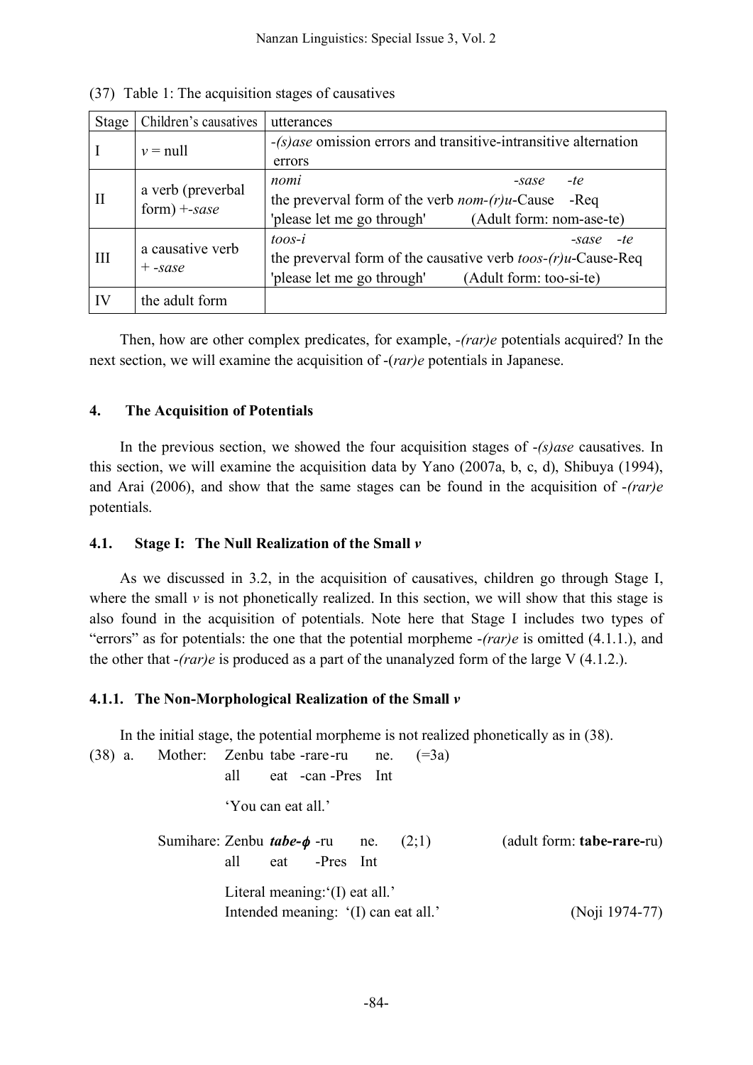(37) Table 1: The acquisition stages of causatives

| Stage | Children's causatives | utterances |
|---|---|---|
| I | *v* = null | *-(s)ase* omission errors and transitive-intransitive alternation errors |
| II | a verb (preverbal form) +*-sase* | *nomi* *-sase* *-te*<br>the preverval form of the verb *nom-(r)u*-Cause -Req<br>'please let me go through' (Adult form: nom-ase-te) |
| III | a causative verb + *-sase* | *toos-i* *-sase* *-te*<br>the preverval form of the causative verb *toos-(r)u*-Cause-Req<br>'please let me go through' (Adult form: too-si-te) |
| IV | the adult form | |

Then, how are other complex predicates, for example, *-(rar)e* potentials acquired? In the next section, we will examine the acquisition of -(*rar)e* potentials in Japanese.

## 4. The Acquisition of Potentials

In the previous section, we showed the four acquisition stages of *-(s)ase* causatives. In this section, we will examine the acquisition data by Yano (2007a, b, c, d), Shibuya (1994), and Arai (2006), and show that the same stages can be found in the acquisition of *-(rar)e* potentials.

### 4.1. Stage I: The Null Realization of the Small *v*

As we discussed in 3.2, in the acquisition of causatives, children go through Stage I, where the small *v* is not phonetically realized. In this section, we will show that this stage is also found in the acquisition of potentials. Note here that Stage I includes two types of "errors" as for potentials: the one that the potential morpheme *-(rar)e* is omitted (4.1.1.), and the other that *-(rar)e* is produced as a part of the unanalyzed form of the large V (4.1.2.).

#### 4.1.1. The Non-Morphological Realization of the Small *v*

In the initial stage, the potential morpheme is not realized phonetically as in (38).

(38) a. Mother: Zenbu tabe -rare -ru ne. (=3a)
all eat -can -Pres Int
'You can eat all.'

Sumihare: Zenbu ***tabe-ϕ*** -ru ne. (2;1) (adult form: **tabe-rare-**ru)
all eat -Pres Int
Literal meaning:'(I) eat all.'
Intended meaning: '(I) can eat all.' (Noji 1974-77)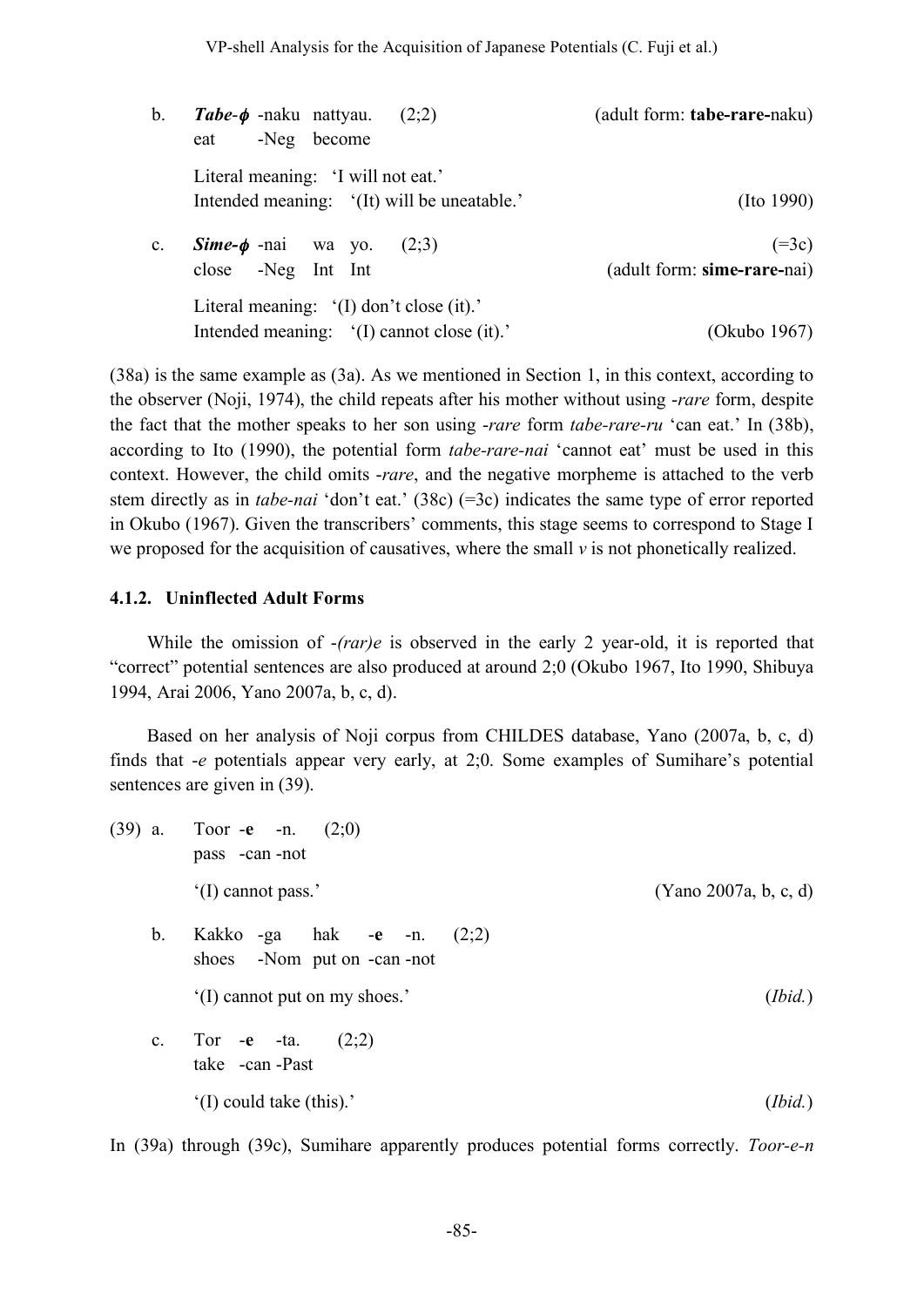b. ***Tabe-ϕ*** -naku nattyau. (2;2) (adult form: **tabe-rare-**naku)
   eat -Neg become

   Literal meaning: 'I will not eat.'
   Intended meaning: '(It) will be uneatable.' (Ito 1990)

c. ***Sime-ϕ*** -nai wa yo. (2;3) (=3c)
   close -Neg Int Int (adult form: **sime-rare-**nai)

   Literal meaning: '(I) don't close (it).'
   Intended meaning: '(I) cannot close (it).' (Okubo 1967)

(38a) is the same example as (3a). As we mentioned in Section 1, in this context, according to the observer (Noji, 1974), the child repeats after his mother without using *-rare* form, despite the fact that the mother speaks to her son using *-rare* form *tabe-rare-ru* 'can eat.' In (38b), according to Ito (1990), the potential form *tabe-rare-nai* 'cannot eat' must be used in this context. However, the child omits *-rare*, and the negative morpheme is attached to the verb stem directly as in *tabe-nai* 'don't eat.' (38c) (=3c) indicates the same type of error reported in Okubo (1967). Given the transcribers' comments, this stage seems to correspond to Stage I we proposed for the acquisition of causatives, where the small *v* is not phonetically realized.

### 4.1.2. Uninflected Adult Forms

While the omission of *-(rar)e* is observed in the early 2 year-old, it is reported that "correct" potential sentences are also produced at around 2;0 (Okubo 1967, Ito 1990, Shibuya 1994, Arai 2006, Yano 2007a, b, c, d).

Based on her analysis of Noji corpus from CHILDES database, Yano (2007a, b, c, d) finds that *-e* potentials appear very early, at 2;0. Some examples of Sumihare's potential sentences are given in (39).

(39) a. Toor -**e** -n. (2;0)
   pass -can -not

   '(I) cannot pass.' (Yano 2007a, b, c, d)

b. Kakko -ga hak -**e** -n. (2;2)
   shoes -Nom put on -can -not

   '(I) cannot put on my shoes.' (*Ibid.*)

c. Tor -**e** -ta. (2;2)
   take -can -Past

   '(I) could take (this).' (*Ibid.*)

In (39a) through (39c), Sumihare apparently produces potential forms correctly. *Toor-e-n*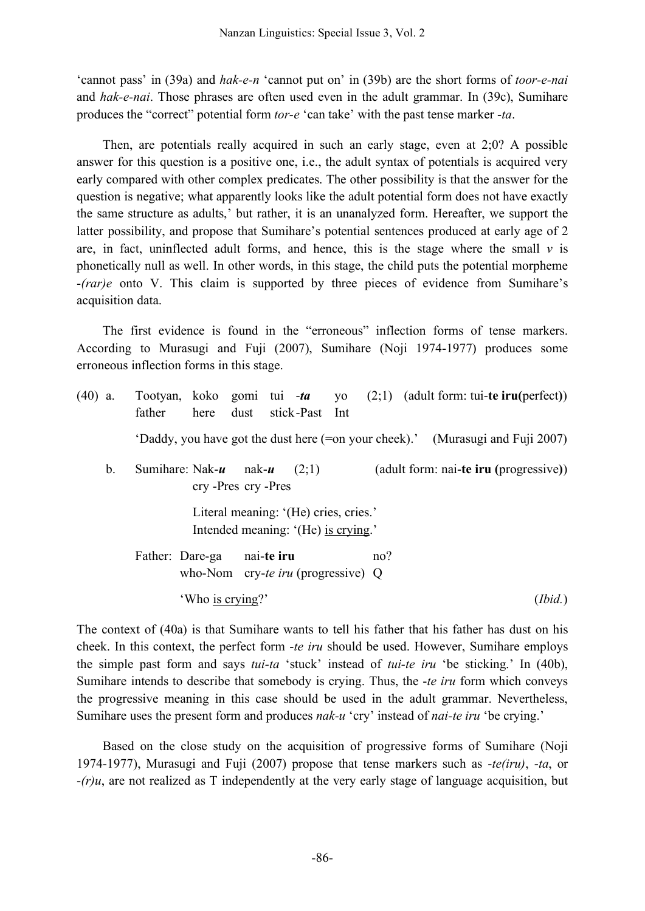'cannot pass' in (39a) and *hak-e-n* 'cannot put on' in (39b) are the short forms of *toor-e-nai* and *hak-e-nai*. Those phrases are often used even in the adult grammar. In (39c), Sumihare produces the "correct" potential form *tor-e* 'can take' with the past tense marker *-ta*.

Then, are potentials really acquired in such an early stage, even at 2;0? A possible answer for this question is a positive one, i.e., the adult syntax of potentials is acquired very early compared with other complex predicates. The other possibility is that the answer for the question is negative; what apparently looks like the adult potential form does not have exactly the same structure as adults,' but rather, it is an unanalyzed form. Hereafter, we support the latter possibility, and propose that Sumihare's potential sentences produced at early age of 2 are, in fact, uninflected adult forms, and hence, this is the stage where the small *v* is phonetically null as well. In other words, in this stage, the child puts the potential morpheme *-(rar)e* onto V. This claim is supported by three pieces of evidence from Sumihare's acquisition data.

The first evidence is found in the "erroneous" inflection forms of tense markers. According to Murasugi and Fuji (2007), Sumihare (Noji 1974-1977) produces some erroneous inflection forms in this stage.

(40) a. Tootyan, koko gomi tui *-ta* yo (2;1) (adult form: tui-**te iru(**perfect**)**)
father here dust stick-Past Int
'Daddy, you have got the dust here (=on your cheek).' (Murasugi and Fuji 2007)

b. Sumihare: Nak-***u*** nak-***u*** (2;1) (adult form: nai-**te iru (**progressive**)**)
cry -Pres cry -Pres
Literal meaning: '(He) cries, cries.'
Intended meaning: '(He) is crying.'

Father: Dare-ga nai-**te iru** no?
who-Nom cry-*te iru* (progressive) Q
'Who is crying?' (*Ibid.*)

The context of (40a) is that Sumihare wants to tell his father that his father has dust on his cheek. In this context, the perfect form *-te iru* should be used. However, Sumihare employs the simple past form and says *tui-ta* 'stuck' instead of *tui-te iru* 'be sticking.' In (40b), Sumihare intends to describe that somebody is crying. Thus, the *-te iru* form which conveys the progressive meaning in this case should be used in the adult grammar. Nevertheless, Sumihare uses the present form and produces *nak-u* 'cry' instead of *nai-te iru* 'be crying.'

Based on the close study on the acquisition of progressive forms of Sumihare (Noji 1974-1977), Murasugi and Fuji (2007) propose that tense markers such as *-te(iru)*, *-ta*, or *-(r)u*, are not realized as T independently at the very early stage of language acquisition, but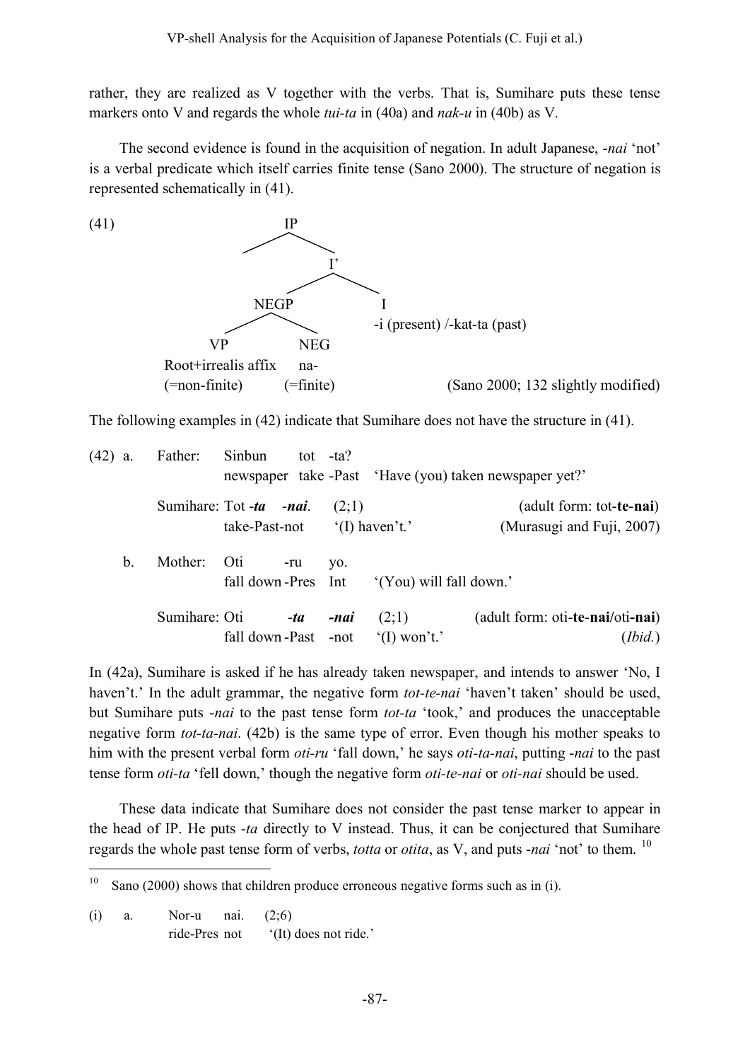rather, they are realized as V together with the verbs. That is, Sumihare puts these tense markers onto V and regards the whole *tui-ta* in (40a) and *nak-u* in (40b) as V.

The second evidence is found in the acquisition of negation. In adult Japanese, *-nai* 'not' is a verbal predicate which itself carries finite tense (Sano 2000). The structure of negation is represented schematically in (41).

(41)

```
                IP
               /  \
                   I'
                  /  \
              NEGP    I
             /    \   -i (present) /-kat-ta (past)
           VP      NEG
   Root+irrealis affix   na-
   (=non-finite)      (=finite)           (Sano 2000; 132 slightly modified)
```

The following examples in (42) indicate that Sumihare does not have the structure in (41).

(42) a. Father: Sinbun tot -ta?
newspaper take -Past 'Have (you) taken newspaper yet?'

Sumihare: Tot ***-ta*** *-**nai***. (2;1) (adult form: tot-**te**-**nai**)
take-Past-not '(I) haven't.' (Murasugi and Fuji, 2007)

b. Mother: Oti -ru yo.
fall down -Pres Int '(You) will fall down.'

Sumihare: Oti ***-ta*** ***-nai*** (2;1) (adult form: oti-**te**-**nai**/oti-**nai**)
fall down -Past -not '(I) won't.' (*Ibid.*)

In (42a), Sumihare is asked if he has already taken newspaper, and intends to answer 'No, I haven't.' In the adult grammar, the negative form *tot-te-nai* 'haven't taken' should be used, but Sumihare puts *-nai* to the past tense form *tot-ta* 'took,' and produces the unacceptable negative form *tot-ta-nai*. (42b) is the same type of error. Even though his mother speaks to him with the present verbal form *oti-ru* 'fall down,' he says *oti-ta-nai*, putting *-nai* to the past tense form *oti-ta* 'fell down,' though the negative form *oti-te-nai* or *oti-nai* should be used.

These data indicate that Sumihare does not consider the past tense marker to appear in the head of IP. He puts *-ta* directly to V instead. Thus, it can be conjectured that Sumihare regards the whole past tense form of verbs, *totta* or *otita*, as V, and puts *-nai* 'not' to them. [10]

---

[10] Sano (2000) shows that children produce erroneous negative forms such as in (i).

(i) a. Nor-u nai. (2;6)
ride-Pres not '(It) does not ride.'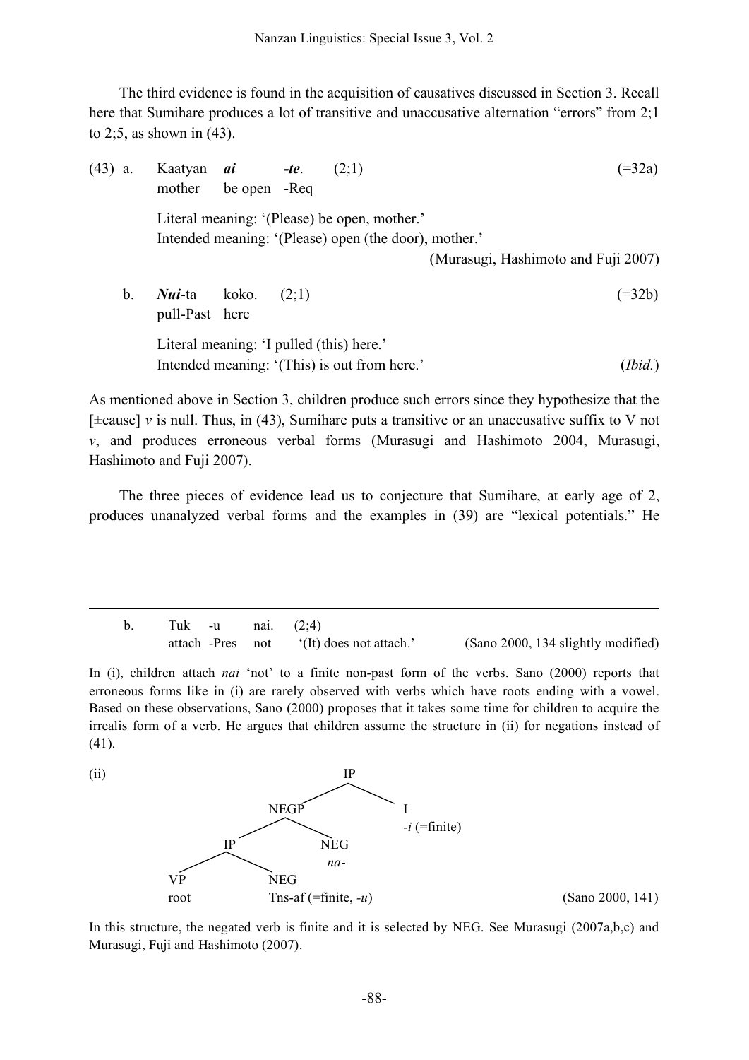The third evidence is found in the acquisition of causatives discussed in Section 3. Recall here that Sumihare produces a lot of transitive and unaccusative alternation "errors" from 2;1 to 2;5, as shown in (43).

(43) a. Kaatyan ***ai*** ***-te***. (2;1) (=32a)
mother be open -Req

Literal meaning: '(Please) be open, mother.'
Intended meaning: '(Please) open (the door), mother.'
(Murasugi, Hashimoto and Fuji 2007)

b. ***Nui***-ta koko. (2;1) (=32b)
pull-Past here

Literal meaning: 'I pulled (this) here.'
Intended meaning: '(This) is out from here.' (*Ibid.*)

As mentioned above in Section 3, children produce such errors since they hypothesize that the [±cause] *v* is null. Thus, in (43), Sumihare puts a transitive or an unaccusative suffix to V not *v*, and produces erroneous verbal forms (Murasugi and Hashimoto 2004, Murasugi, Hashimoto and Fuji 2007).

The three pieces of evidence lead us to conjecture that Sumihare, at early age of 2, produces unanalyzed verbal forms and the examples in (39) are "lexical potentials." He

---

b. Tuk -u nai. (2;4)
attach -Pres not '(It) does not attach.' (Sano 2000, 134 slightly modified)

In (i), children attach *nai* 'not' to a finite non-past form of the verbs. Sano (2000) reports that erroneous forms like in (i) are rarely observed with verbs which have roots ending with a vowel. Based on these observations, Sano (2000) proposes that it takes some time for children to acquire the irrealis form of a verb. He argues that children assume the structure in (ii) for negations instead of (41).

(ii)
```
                    IP
                  /    \
              NEGP      I
             /    \     -i (=finite)
           IP      NEG
          /  \     na-
        VP    NEG
        root  Tns-af (=finite, -u)
```
(Sano 2000, 141)

In this structure, the negated verb is finite and it is selected by NEG. See Murasugi (2007a,b,c) and Murasugi, Fuji and Hashimoto (2007).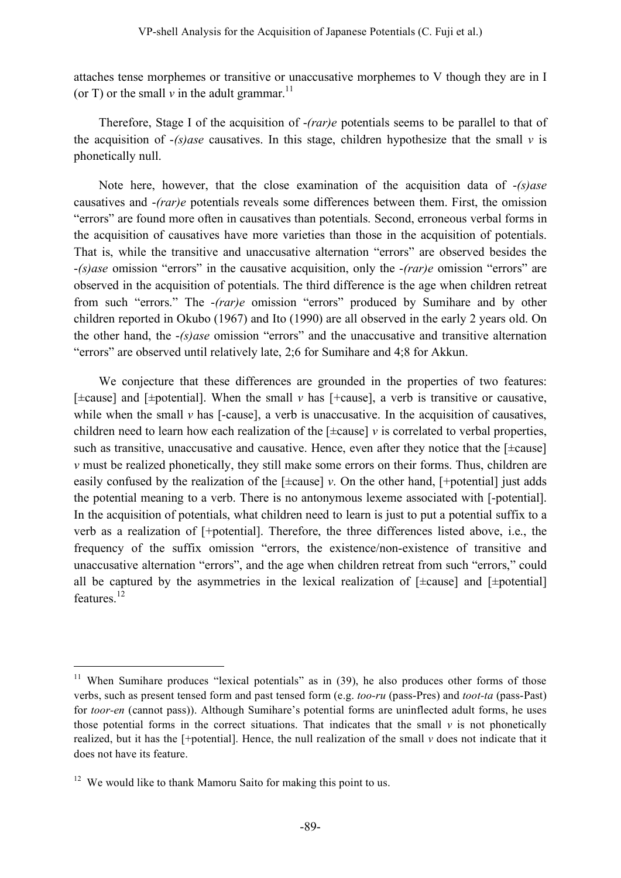attaches tense morphemes or transitive or unaccusative morphemes to V though they are in I (or T) or the small *v* in the adult grammar.[11]

Therefore, Stage I of the acquisition of *-(rar)e* potentials seems to be parallel to that of the acquisition of *-(s)ase* causatives. In this stage, children hypothesize that the small *v* is phonetically null.

Note here, however, that the close examination of the acquisition data of *-(s)ase* causatives and *-(rar)e* potentials reveals some differences between them. First, the omission "errors" are found more often in causatives than potentials. Second, erroneous verbal forms in the acquisition of causatives have more varieties than those in the acquisition of potentials. That is, while the transitive and unaccusative alternation "errors" are observed besides the *-(s)ase* omission "errors" in the causative acquisition, only the *-(rar)e* omission "errors" are observed in the acquisition of potentials. The third difference is the age when children retreat from such "errors." The *-(rar)e* omission "errors" produced by Sumihare and by other children reported in Okubo (1967) and Ito (1990) are all observed in the early 2 years old. On the other hand, the *-(s)ase* omission "errors" and the unaccusative and transitive alternation "errors" are observed until relatively late, 2;6 for Sumihare and 4;8 for Akkun.

We conjecture that these differences are grounded in the properties of two features: [±cause] and [±potential]. When the small *v* has [+cause], a verb is transitive or causative, while when the small *v* has [-cause], a verb is unaccusative. In the acquisition of causatives, children need to learn how each realization of the [±cause] *v* is correlated to verbal properties, such as transitive, unaccusative and causative. Hence, even after they notice that the [±cause] *v* must be realized phonetically, they still make some errors on their forms. Thus, children are easily confused by the realization of the [±cause] *v*. On the other hand, [+potential] just adds the potential meaning to a verb. There is no antonymous lexeme associated with [-potential]. In the acquisition of potentials, what children need to learn is just to put a potential suffix to a verb as a realization of [+potential]. Therefore, the three differences listed above, i.e., the frequency of the suffix omission "errors, the existence/non-existence of transitive and unaccusative alternation "errors", and the age when children retreat from such "errors," could all be captured by the asymmetries in the lexical realization of [±cause] and [±potential] features.[12]

---

[11] When Sumihare produces "lexical potentials" as in (39), he also produces other forms of those verbs, such as present tensed form and past tensed form (e.g. *too-ru* (pass-Pres) and *toot-ta* (pass-Past) for *toor-en* (cannot pass)). Although Sumihare's potential forms are uninflected adult forms, he uses those potential forms in the correct situations. That indicates that the small *v* is not phonetically realized, but it has the [+potential]. Hence, the null realization of the small *v* does not indicate that it does not have its feature.

[12] We would like to thank Mamoru Saito for making this point to us.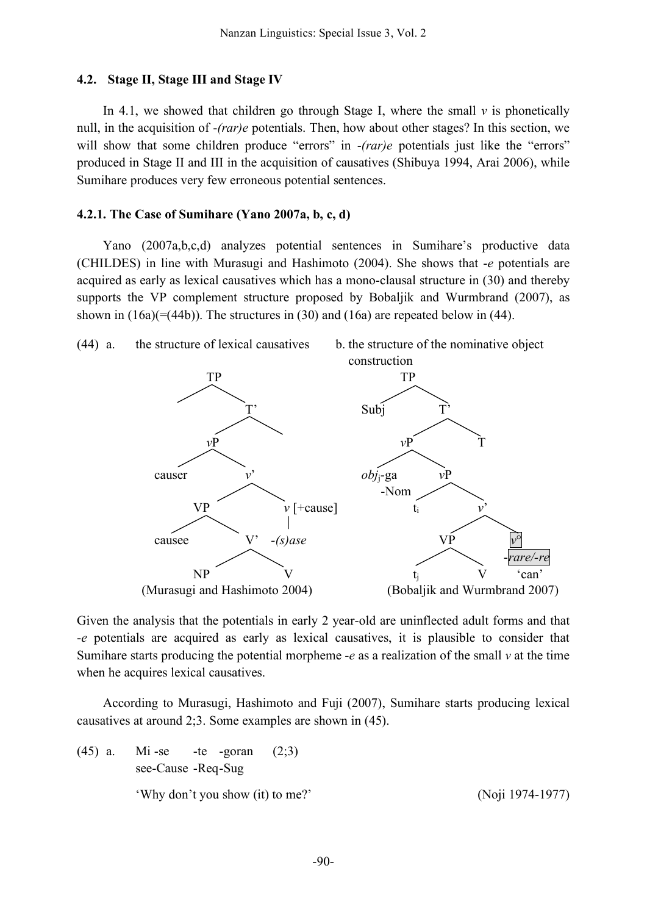### 4.2. Stage II, Stage III and Stage IV

In 4.1, we showed that children go through Stage I, where the small *v* is phonetically null, in the acquisition of *-(rar)e* potentials. Then, how about other stages? In this section, we will show that some children produce "errors" in *-(rar)e* potentials just like the "errors" produced in Stage II and III in the acquisition of causatives (Shibuya 1994, Arai 2006), while Sumihare produces very few erroneous potential sentences.

#### 4.2.1. The Case of Sumihare (Yano 2007a, b, c, d)

Yano (2007a,b,c,d) analyzes potential sentences in Sumihare's productive data (CHILDES) in line with Murasugi and Hashimoto (2004). She shows that *-e* potentials are acquired as early as lexical causatives which has a mono-clausal structure in (30) and thereby supports the VP complement structure proposed by Bobaljik and Wurmbrand (2007), as shown in (16a)(=(44b)). The structures in (30) and (16a) are repeated below in (44).

(44) a. the structure of lexical causatives

```
[TP [T' [vP causer [v' [VP causee [V' NP V]] v[+cause] -(s)ase]]]]
```

(Murasugi and Hashimoto 2004)

b. the structure of the nominative object construction

```
[TP Subj [T' [vP obj_j-ga -Nom [vP t_i [v' [VP t_j V] v° -rare/-re 'can']]] T]]
```

(Bobaljik and Wurmbrand 2007)

Given the analysis that the potentials in early 2 year-old are uninflected adult forms and that *-e* potentials are acquired as early as lexical causatives, it is plausible to consider that Sumihare starts producing the potential morpheme *-e* as a realization of the small *v* at the time when he acquires lexical causatives.

According to Murasugi, Hashimoto and Fuji (2007), Sumihare starts producing lexical causatives at around 2;3. Some examples are shown in (45).

(45) a. Mi -se -te -goran (2;3)
see-Cause -Req-Sug
'Why don't you show (it) to me?' (Noji 1974-1977)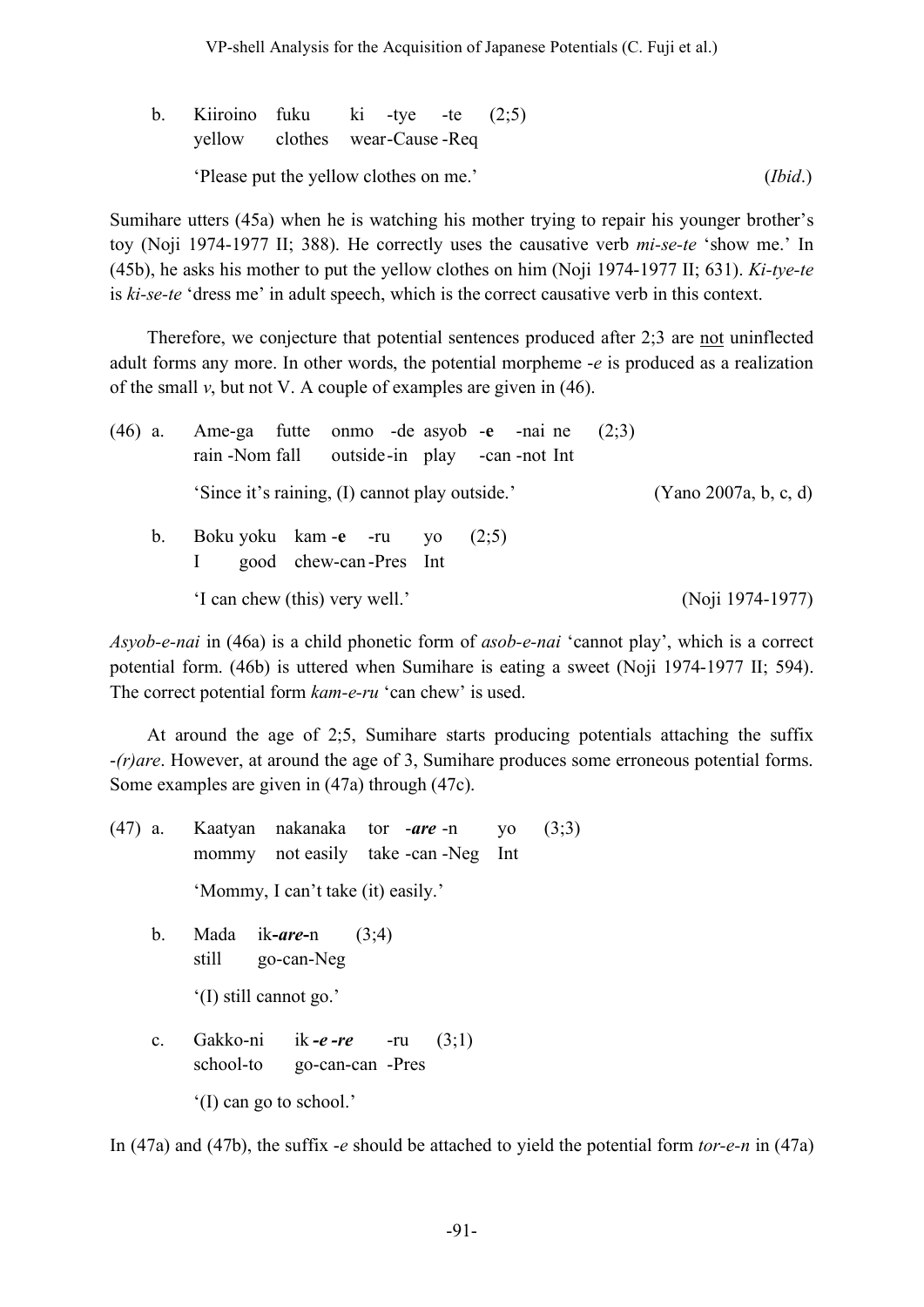b. Kiiroino fuku ki -tye -te (2;5)
   yellow clothes wear-Cause -Req

   'Please put the yellow clothes on me.' (*Ibid*.)

Sumihare utters (45a) when he is watching his mother trying to repair his younger brother's toy (Noji 1974-1977 II; 388). He correctly uses the causative verb *mi-se-te* 'show me.' In (45b), he asks his mother to put the yellow clothes on him (Noji 1974-1977 II; 631). *Ki-tye-te* is *ki-se-te* 'dress me' in adult speech, which is the correct causative verb in this context.

Therefore, we conjecture that potential sentences produced after 2;3 are <u>not</u> uninflected adult forms any more. In other words, the potential morpheme *-e* is produced as a realization of the small *v*, but not V. A couple of examples are given in (46).

(46) a. Ame-ga futte onmo -de asyob -**e** -nai ne (2;3)
   rain -Nom fall outside-in play -can -not Int

   'Since it's raining, (I) cannot play outside.' (Yano 2007a, b, c, d)

b. Boku yoku kam -**e** -ru yo (2;5)
   I good chew-can -Pres Int

   'I can chew (this) very well.' (Noji 1974-1977)

*Asyob-e-nai* in (46a) is a child phonetic form of *asob-e-nai* 'cannot play', which is a correct potential form. (46b) is uttered when Sumihare is eating a sweet (Noji 1974-1977 II; 594). The correct potential form *kam-e-ru* 'can chew' is used.

At around the age of 2;5, Sumihare starts producing potentials attaching the suffix *-(r)are*. However, at around the age of 3, Sumihare produces some erroneous potential forms. Some examples are given in (47a) through (47c).

(47) a. Kaatyan nakanaka tor ***-are*** -n yo (3;3)
   mommy not easily take -can -Neg Int

   'Mommy, I can't take (it) easily.'

b. Mada ik***-are***-n (3;4)
   still go-can-Neg

   '(I) still cannot go.'

c. Gakko-ni ik ***-e -re*** -ru (3;1)
   school-to go-can-can -Pres

   '(I) can go to school.'

In (47a) and (47b), the suffix *-e* should be attached to yield the potential form *tor-e-n* in (47a)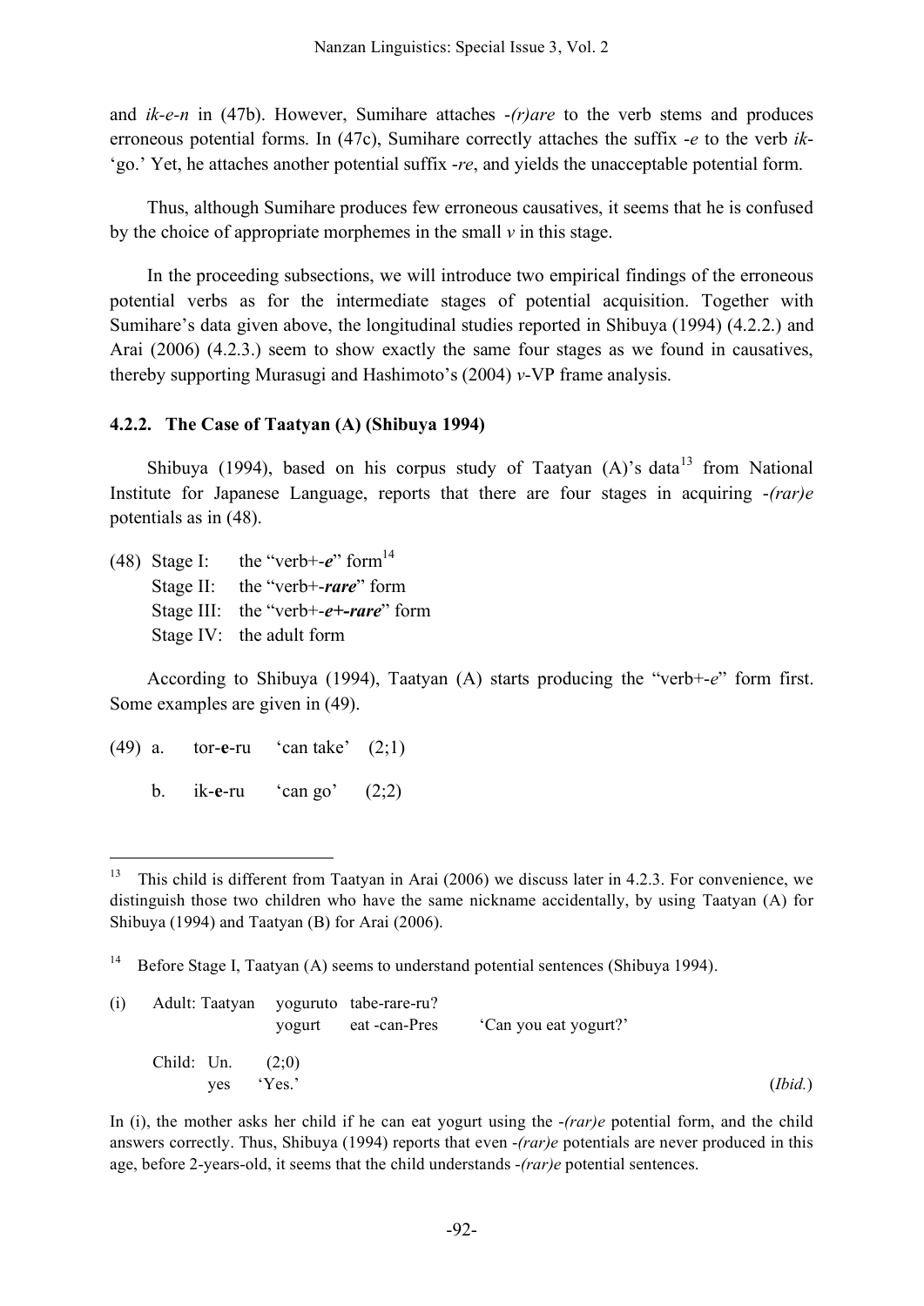and *ik-e-n* in (47b). However, Sumihare attaches *-(r)are* to the verb stems and produces erroneous potential forms. In (47c), Sumihare correctly attaches the suffix *-e* to the verb *ik-* 'go.' Yet, he attaches another potential suffix *-re*, and yields the unacceptable potential form.

Thus, although Sumihare produces few erroneous causatives, it seems that he is confused by the choice of appropriate morphemes in the small *v* in this stage.

In the proceeding subsections, we will introduce two empirical findings of the erroneous potential verbs as for the intermediate stages of potential acquisition. Together with Sumihare's data given above, the longitudinal studies reported in Shibuya (1994) (4.2.2.) and Arai (2006) (4.2.3.) seem to show exactly the same four stages as we found in causatives, thereby supporting Murasugi and Hashimoto's (2004) *v*-VP frame analysis.

### 4.2.2. The Case of Taatyan (A) (Shibuya 1994)

Shibuya (1994), based on his corpus study of Taatyan (A)'s data[13] from National Institute for Japanese Language, reports that there are four stages in acquiring *-(rar)e* potentials as in (48).

(48) Stage I: the "verb+-***e***" form[14]
 Stage II: the "verb+-***rare***" form
 Stage III: the "verb+-***e+-rare***" form
 Stage IV: the adult form

According to Shibuya (1994), Taatyan (A) starts producing the "verb+-*e*" form first. Some examples are given in (49).

(49) a. tor-**e**-ru 'can take' (2;1)

 b. ik-**e**-ru 'can go' (2;2)

---

[13] This child is different from Taatyan in Arai (2006) we discuss later in 4.2.3. For convenience, we distinguish those two children who have the same nickname accidentally, by using Taatyan (A) for Shibuya (1994) and Taatyan (B) for Arai (2006).

[14] Before Stage I, Taatyan (A) seems to understand potential sentences (Shibuya 1994).

(i) Adult: Taatyan yoguruto tabe-rare-ru?
 yogurt eat -can-Pres 'Can you eat yogurt?'

 Child: Un. (2;0)
 yes 'Yes.' (*Ibid.*)

In (i), the mother asks her child if he can eat yogurt using the *-(rar)e* potential form, and the child answers correctly. Thus, Shibuya (1994) reports that even *-(rar)e* potentials are never produced in this age, before 2-years-old, it seems that the child understands *-(rar)e* potential sentences.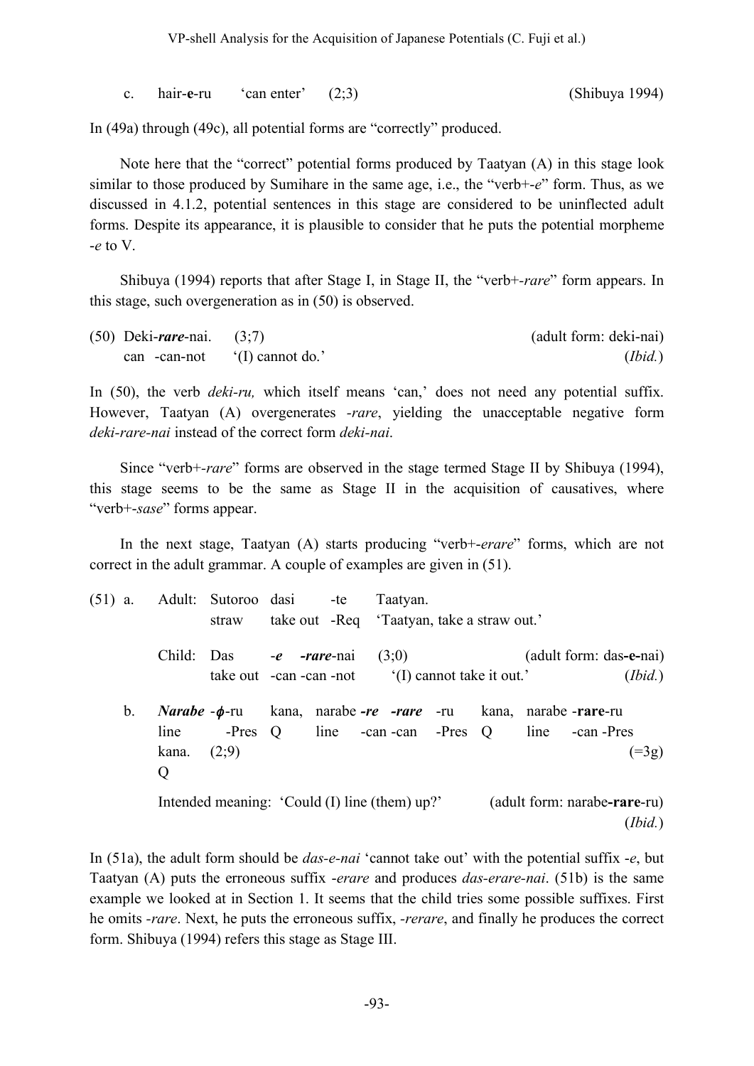c. hair-**e**-ru 'can enter' (2;3) (Shibuya 1994)

In (49a) through (49c), all potential forms are "correctly" produced.

Note here that the "correct" potential forms produced by Taatyan (A) in this stage look similar to those produced by Sumihare in the same age, i.e., the "verb+-*e*" form. Thus, as we discussed in 4.1.2, potential sentences in this stage are considered to be uninflected adult forms. Despite its appearance, it is plausible to consider that he puts the potential morpheme -*e* to V.

Shibuya (1994) reports that after Stage I, in Stage II, the "verb+-*rare*" form appears. In this stage, such overgeneration as in (50) is observed.

(50) Deki-***rare***-nai. (3;7) (adult form: deki-nai)
 can -can-not '(I) cannot do.' (*Ibid.*)

In (50), the verb *deki-ru,* which itself means 'can,' does not need any potential suffix. However, Taatyan (A) overgenerates *-rare*, yielding the unacceptable negative form *deki-rare-nai* instead of the correct form *deki-nai*.

Since "verb+-*rare*" forms are observed in the stage termed Stage II by Shibuya (1994), this stage seems to be the same as Stage II in the acquisition of causatives, where "verb+-*sase*" forms appear.

In the next stage, Taatyan (A) starts producing "verb+-*erare*" forms, which are not correct in the adult grammar. A couple of examples are given in (51).

(51) a. Adult: Sutoroo dasi -te Taatyan.
 straw take out -Req 'Taatyan, take a straw out.'

 Child: Das ***-e -rare***-nai (3;0) (adult form: das**-e-**nai)
 take out -can -can -not '(I) cannot take it out.' (*Ibid.*)

 b. ***Narabe*** -*ϕ*-ru kana, narabe ***-re -rare*** -ru kana, narabe -**rare**-ru kana. (2;9) (=3g)
 line -Pres Q line -can -can -Pres Q line -can -Pres Q

 Intended meaning: 'Could (I) line (them) up?' (adult form: narabe**-rare**-ru) (*Ibid.*)

In (51a), the adult form should be *das-e-nai* 'cannot take out' with the potential suffix -*e*, but Taatyan (A) puts the erroneous suffix -*erare* and produces *das-erare-nai*. (51b) is the same example we looked at in Section 1. It seems that the child tries some possible suffixes. First he omits -*rare*. Next, he puts the erroneous suffix, -*rerare*, and finally he produces the correct form. Shibuya (1994) refers this stage as Stage III.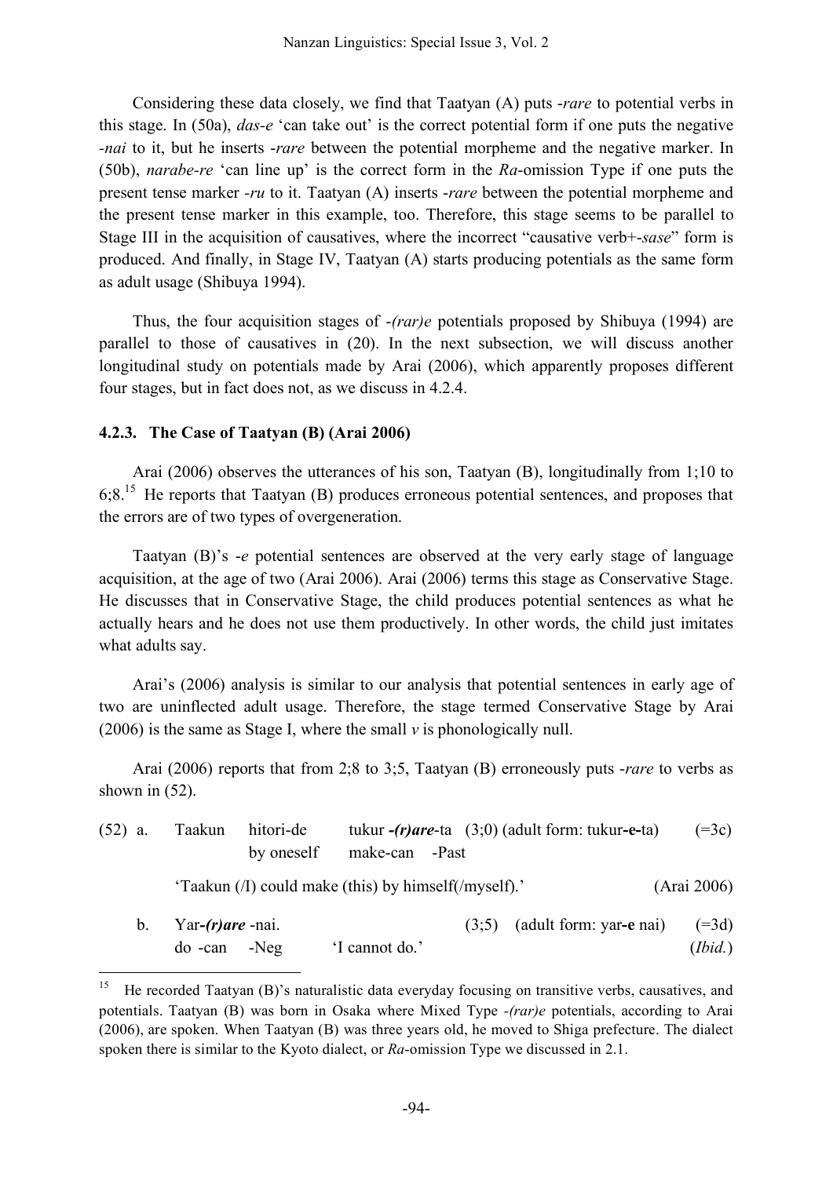Considering these data closely, we find that Taatyan (A) puts *-rare* to potential verbs in this stage. In (50a), *das-e* 'can take out' is the correct potential form if one puts the negative *-nai* to it, but he inserts *-rare* between the potential morpheme and the negative marker. In (50b), *narabe-re* 'can line up' is the correct form in the *Ra*-omission Type if one puts the present tense marker *-ru* to it. Taatyan (A) inserts *-rare* between the potential morpheme and the present tense marker in this example, too. Therefore, this stage seems to be parallel to Stage III in the acquisition of causatives, where the incorrect "causative verb+*-sase*" form is produced. And finally, in Stage IV, Taatyan (A) starts producing potentials as the same form as adult usage (Shibuya 1994).

Thus, the four acquisition stages of *-(rar)e* potentials proposed by Shibuya (1994) are parallel to those of causatives in (20). In the next subsection, we will discuss another longitudinal study on potentials made by Arai (2006), which apparently proposes different four stages, but in fact does not, as we discuss in 4.2.4.

### 4.2.3. The Case of Taatyan (B) (Arai 2006)

Arai (2006) observes the utterances of his son, Taatyan (B), longitudinally from 1;10 to 6;8.[15] He reports that Taatyan (B) produces erroneous potential sentences, and proposes that the errors are of two types of overgeneration.

Taatyan (B)'s *-e* potential sentences are observed at the very early stage of language acquisition, at the age of two (Arai 2006). Arai (2006) terms this stage as Conservative Stage. He discusses that in Conservative Stage, the child produces potential sentences as what he actually hears and he does not use them productively. In other words, the child just imitates what adults say.

Arai's (2006) analysis is similar to our analysis that potential sentences in early age of two are uninflected adult usage. Therefore, the stage termed Conservative Stage by Arai (2006) is the same as Stage I, where the small *v* is phonologically null.

Arai (2006) reports that from 2;8 to 3;5, Taatyan (B) erroneously puts *-rare* to verbs as shown in (52).

(52) a. Taakun hitori-de tukur ***-(r)are***-ta (3;0) (adult form: tukur**-e-**ta) (=3c)
     by oneself make-can -Past
   'Taakun (/I) could make (this) by himself(/myself).' (Arai 2006)

  b. Yar***-(r)are*** -nai. (3;5) (adult form: yar**-e** nai) (=3d)
     do -can -Neg 'I cannot do.' (*Ibid.*)

---

[15] He recorded Taatyan (B)'s naturalistic data everyday focusing on transitive verbs, causatives, and potentials. Taatyan (B) was born in Osaka where Mixed Type *-(rar)e* potentials, according to Arai (2006), are spoken. When Taatyan (B) was three years old, he moved to Shiga prefecture. The dialect spoken there is similar to the Kyoto dialect, or *Ra*-omission Type we discussed in 2.1.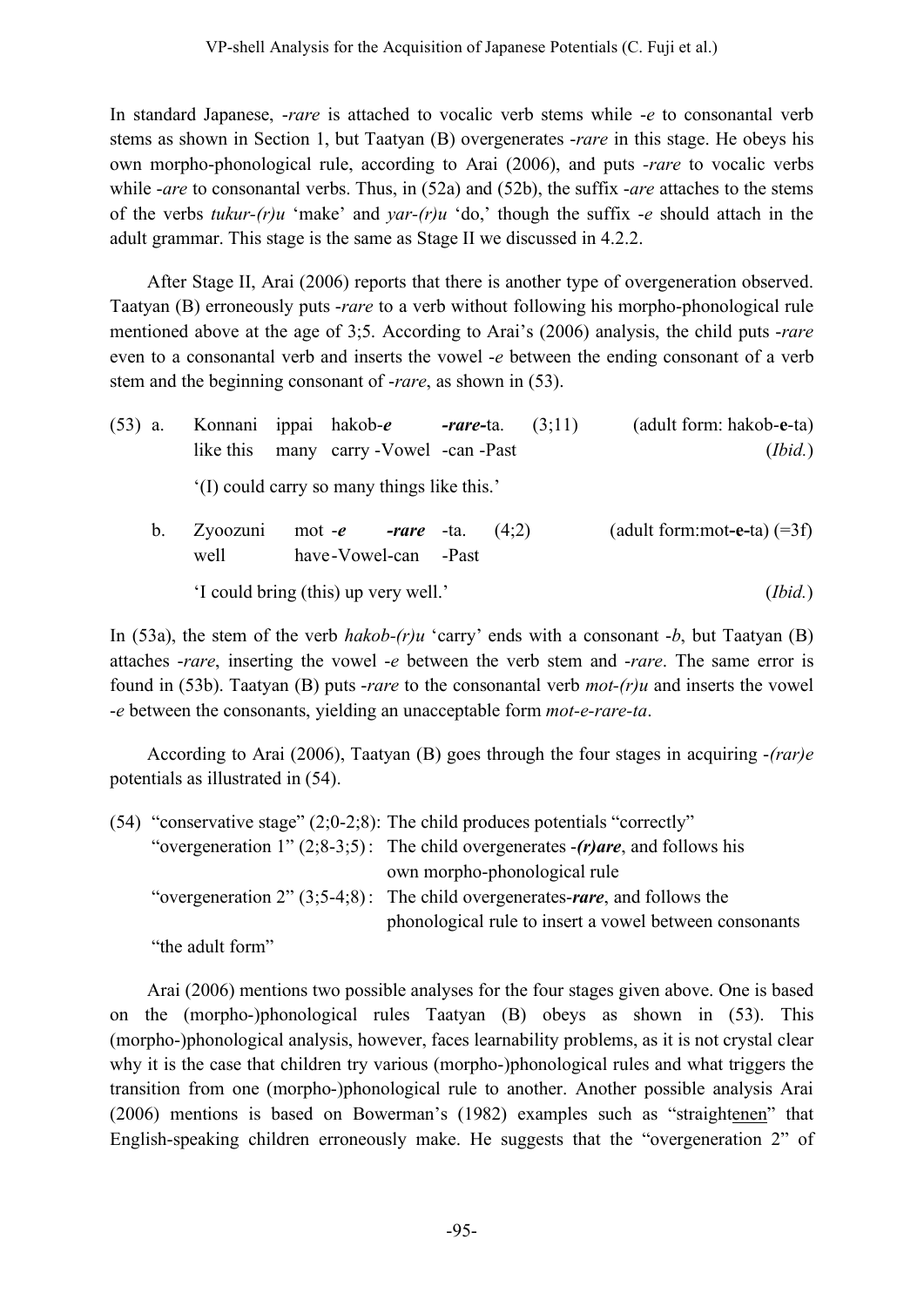In standard Japanese, *-rare* is attached to vocalic verb stems while *-e* to consonantal verb stems as shown in Section 1, but Taatyan (B) overgenerates *-rare* in this stage. He obeys his own morpho-phonological rule, according to Arai (2006), and puts *-rare* to vocalic verbs while *-are* to consonantal verbs. Thus, in (52a) and (52b), the suffix *-are* attaches to the stems of the verbs *tukur-(r)u* 'make' and *yar-(r)u* 'do,' though the suffix *-e* should attach in the adult grammar. This stage is the same as Stage II we discussed in 4.2.2.

After Stage II, Arai (2006) reports that there is another type of overgeneration observed. Taatyan (B) erroneously puts *-rare* to a verb without following his morpho-phonological rule mentioned above at the age of 3;5. According to Arai's (2006) analysis, the child puts *-rare* even to a consonantal verb and inserts the vowel *-e* between the ending consonant of a verb stem and the beginning consonant of *-rare*, as shown in (53).

(53) a. Konnani ippai hakob-*e* ***-rare***-ta. (3;11) (adult form: hakob-**e**-ta)
like this many carry -Vowel -can -Past (*Ibid.*)

'(I) could carry so many things like this.'

b. Zyoozuni mot *-e* ***-rare*** -ta. (4;2) (adult form:mot**-e-**ta) (=3f)
well have-Vowel-can -Past

'I could bring (this) up very well.' (*Ibid.*)

In (53a), the stem of the verb *hakob-(r)u* 'carry' ends with a consonant *-b*, but Taatyan (B) attaches *-rare*, inserting the vowel *-e* between the verb stem and *-rare*. The same error is found in (53b). Taatyan (B) puts *-rare* to the consonantal verb *mot-(r)u* and inserts the vowel *-e* between the consonants, yielding an unacceptable form *mot-e-rare-ta*.

According to Arai (2006), Taatyan (B) goes through the four stages in acquiring *-(rar)e* potentials as illustrated in (54).

(54) "conservative stage" (2;0-2;8): The child produces potentials "correctly"
"overgeneration 1" (2;8-3;5): The child overgenerates *-**(r)are***, and follows his own morpho-phonological rule
"overgeneration 2" (3;5-4;8): The child overgenerates-***rare***, and follows the phonological rule to insert a vowel between consonants
"the adult form"

Arai (2006) mentions two possible analyses for the four stages given above. One is based on the (morpho-)phonological rules Taatyan (B) obeys as shown in (53). This (morpho-)phonological analysis, however, faces learnability problems, as it is not crystal clear why it is the case that children try various (morpho-)phonological rules and what triggers the transition from one (morpho-)phonological rule to another. Another possible analysis Arai (2006) mentions is based on Bowerman's (1982) examples such as "straight<u>enen</u>" that English-speaking children erroneously make. He suggests that the "overgeneration 2" of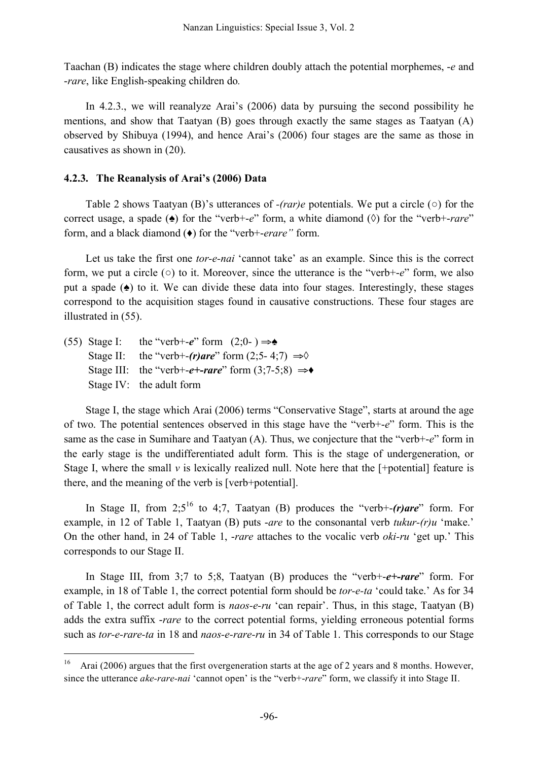Taachan (B) indicates the stage where children doubly attach the potential morphemes, *-e* and *-rare*, like English-speaking children do.

In 4.2.3., we will reanalyze Arai's (2006) data by pursuing the second possibility he mentions, and show that Taatyan (B) goes through exactly the same stages as Taatyan (A) observed by Shibuya (1994), and hence Arai's (2006) four stages are the same as those in causatives as shown in (20).

### 4.2.3. The Reanalysis of Arai's (2006) Data

Table 2 shows Taatyan (B)'s utterances of *-(rar)e* potentials. We put a circle (○) for the correct usage, a spade (♠) for the "verb+-*e*" form, a white diamond (◊) for the "verb+-*rare*" form, and a black diamond (♦) for the "verb+-*erare"* form.

Let us take the first one *tor-e-nai* 'cannot take' as an example. Since this is the correct form, we put a circle (○) to it. Moreover, since the utterance is the "verb+-*e*" form, we also put a spade (♠) to it. We can divide these data into four stages. Interestingly, these stages correspond to the acquisition stages found in causative constructions. These four stages are illustrated in (55).

(55) Stage I: the "verb+-***e***" form (2;0- ) ⇒♠
Stage II: the "verb+-***(r)are***" form (2;5- 4;7) ⇒◊
Stage III: the "verb+-***e+-rare***" form (3;7-5;8) ⇒♦
Stage IV: the adult form

Stage I, the stage which Arai (2006) terms "Conservative Stage", starts at around the age of two. The potential sentences observed in this stage have the "verb+-*e*" form. This is the same as the case in Sumihare and Taatyan (A). Thus, we conjecture that the "verb+-*e*" form in the early stage is the undifferentiated adult form. This is the stage of undergeneration, or Stage I, where the small *v* is lexically realized null. Note here that the [+potential] feature is there, and the meaning of the verb is [verb+potential].

In Stage II, from 2;5[16] to 4;7, Taatyan (B) produces the "verb+-***(r)are***" form. For example, in 12 of Table 1, Taatyan (B) puts *-are* to the consonantal verb *tukur-(r)u* 'make.' On the other hand, in 24 of Table 1, *-rare* attaches to the vocalic verb *oki-ru* 'get up.' This corresponds to our Stage II.

In Stage III, from 3;7 to 5;8, Taatyan (B) produces the "verb+-***e+-rare***" form. For example, in 18 of Table 1, the correct potential form should be *tor-e-ta* 'could take.' As for 34 of Table 1, the correct adult form is *naos-e-ru* 'can repair'. Thus, in this stage, Taatyan (B) adds the extra suffix *-rare* to the correct potential forms, yielding erroneous potential forms such as *tor-e-rare-ta* in 18 and *naos-e-rare-ru* in 34 of Table 1. This corresponds to our Stage

---

[16] Arai (2006) argues that the first overgeneration starts at the age of 2 years and 8 months. However, since the utterance *ake-rare-nai* 'cannot open' is the "verb+-*rare*" form, we classify it into Stage II.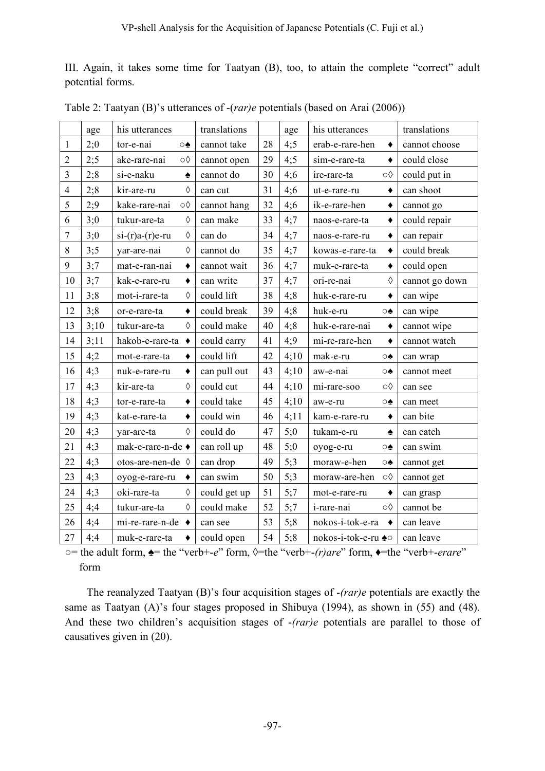III. Again, it takes some time for Taatyan (B), too, to attain the complete "correct" adult potential forms.

Table 2: Taatyan (B)'s utterances of -(*rar)e* potentials (based on Arai (2006))

| | age | his utterances | translations | | age | his utterances | translations |
|---|---|---|---|---|---|---|---|
| 1 | 2;0 | tor-e-nai ○♠ | cannot take | 28 | 4;5 | erab-e-rare-hen ♦ | cannot choose |
| 2 | 2;5 | ake-rare-nai ○◊ | cannot open | 29 | 4;5 | sim-e-rare-ta ♦ | could close |
| 3 | 2;8 | si-e-naku ♠ | cannot do | 30 | 4;6 | ire-rare-ta ○◊ | could put in |
| 4 | 2;8 | kir-are-ru ◊ | can cut | 31 | 4;6 | ut-e-rare-ru ♦ | can shoot |
| 5 | 2;9 | kake-rare-nai ○◊ | cannot hang | 32 | 4;6 | ik-e-rare-hen ♦ | cannot go |
| 6 | 3;0 | tukur-are-ta ◊ | can make | 33 | 4;7 | naos-e-rare-ta ♦ | could repair |
| 7 | 3;0 | si-(r)a-(r)e-ru ◊ | can do | 34 | 4;7 | naos-e-rare-ru ♦ | can repair |
| 8 | 3;5 | yar-are-nai ◊ | cannot do | 35 | 4;7 | kowas-e-rare-ta ♦ | could break |
| 9 | 3;7 | mat-e-ran-nai ♦ | cannot wait | 36 | 4;7 | muk-e-rare-ta ♦ | could open |
| 10 | 3;7 | kak-e-rare-ru ♦ | can write | 37 | 4;7 | ori-re-nai ◊ | cannot go down |
| 11 | 3;8 | mot-i-rare-ta ◊ | could lift | 38 | 4;8 | huk-e-rare-ru ♦ | can wipe |
| 12 | 3;8 | or-e-rare-ta ♦ | could break | 39 | 4;8 | huk-e-ru ○♠ | can wipe |
| 13 | 3;10 | tukur-are-ta ◊ | could make | 40 | 4;8 | huk-e-rare-nai ♦ | cannot wipe |
| 14 | 3;11 | hakob-e-rare-ta ♦ | could carry | 41 | 4;9 | mi-re-rare-hen ♦ | cannot watch |
| 15 | 4;2 | mot-e-rare-ta ♦ | could lift | 42 | 4;10 | mak-e-ru ○♠ | can wrap |
| 16 | 4;3 | nuk-e-rare-ru ♦ | can pull out | 43 | 4;10 | aw-e-nai ○♠ | cannot meet |
| 17 | 4;3 | kir-are-ta ◊ | could cut | 44 | 4;10 | mi-rare-soo ○◊ | can see |
| 18 | 4;3 | tor-e-rare-ta ♦ | could take | 45 | 4;10 | aw-e-ru ○♠ | can meet |
| 19 | 4;3 | kat-e-rare-ta ♦ | could win | 46 | 4;11 | kam-e-rare-ru ♦ | can bite |
| 20 | 4;3 | yar-are-ta ◊ | could do | 47 | 5;0 | tukam-e-ru ♠ | can catch |
| 21 | 4;3 | mak-e-rare-n-de ♦ | can roll up | 48 | 5;0 | oyog-e-ru ○♠ | can swim |
| 22 | 4;3 | otos-are-nen-de ◊ | can drop | 49 | 5;3 | moraw-e-hen ○♠ | cannot get |
| 23 | 4;3 | oyog-e-rare-ru ♦ | can swim | 50 | 5;3 | moraw-are-hen ○◊ | cannot get |
| 24 | 4;3 | oki-rare-ta ◊ | could get up | 51 | 5;7 | mot-e-rare-ru ♦ | can grasp |
| 25 | 4;4 | tukur-are-ta ◊ | could make | 52 | 5;7 | i-rare-nai ○◊ | cannot be |
| 26 | 4;4 | mi-re-rare-n-de ♦ | can see | 53 | 5;8 | nokos-i-tok-e-ra ♦ | can leave |
| 27 | 4;4 | muk-e-rare-ta ♦ | could open | 54 | 5;8 | nokos-i-tok-e-ru ♠○ | can leave |

○= the adult form, ♠= the "verb+-*e*" form, ◊=the "verb+-*(r)are*" form, ♦=the "verb+-*erare*" form

The reanalyzed Taatyan (B)'s four acquisition stages of -*(rar)e* potentials are exactly the same as Taatyan (A)'s four stages proposed in Shibuya (1994), as shown in (55) and (48). And these two children's acquisition stages of -*(rar)e* potentials are parallel to those of causatives given in (20).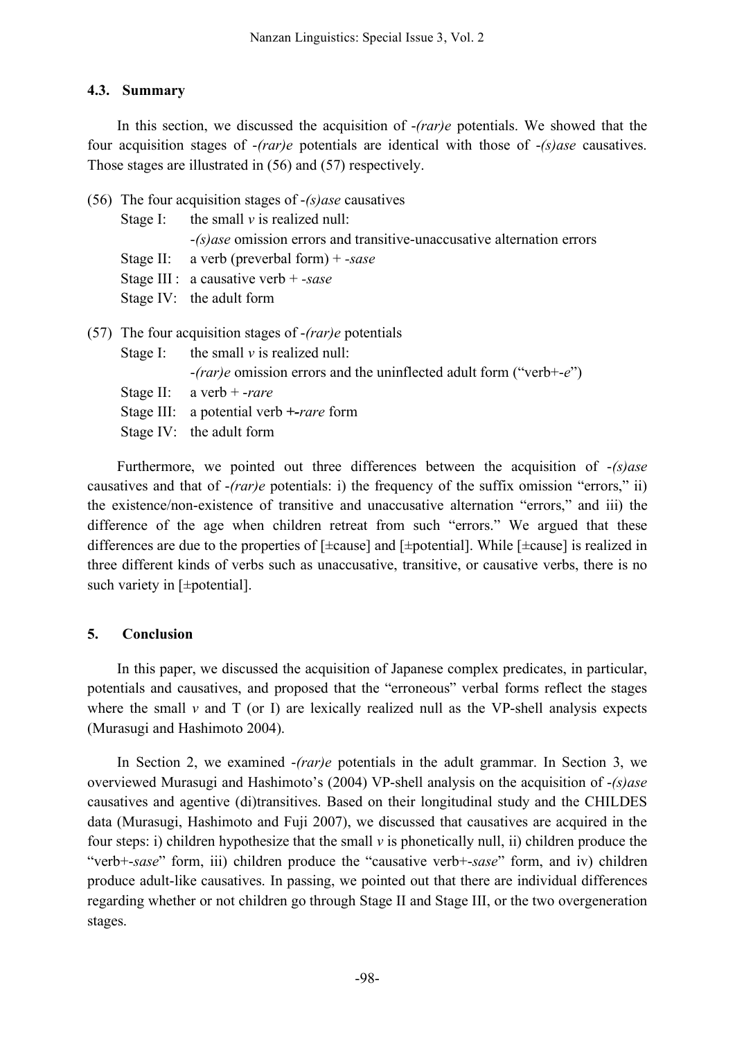### 4.3. Summary

In this section, we discussed the acquisition of *-(rar)e* potentials. We showed that the four acquisition stages of *-(rar)e* potentials are identical with those of *-(s)ase* causatives. Those stages are illustrated in (56) and (57) respectively.

(56) The four acquisition stages of *-(s)ase* causatives

Stage I: the small *v* is realized null:
*-(s)ase* omission errors and transitive-unaccusative alternation errors

Stage II: a verb (preverbal form) + *-sase*

Stage III : a causative verb + *-sase*

Stage IV: the adult form

(57) The four acquisition stages of *-(rar)e* potentials

Stage I: the small *v* is realized null:
*-(rar)e* omission errors and the uninflected adult form ("verb+-*e*")

Stage II: a verb + *-rare*

Stage III: a potential verb **+-***rare* form

Stage IV: the adult form

Furthermore, we pointed out three differences between the acquisition of *-(s)ase* causatives and that of *-(rar)e* potentials: i) the frequency of the suffix omission "errors," ii) the existence/non-existence of transitive and unaccusative alternation "errors," and iii) the difference of the age when children retreat from such "errors." We argued that these differences are due to the properties of [±cause] and [±potential]. While [±cause] is realized in three different kinds of verbs such as unaccusative, transitive, or causative verbs, there is no such variety in [±potential].

## 5. Conclusion

In this paper, we discussed the acquisition of Japanese complex predicates, in particular, potentials and causatives, and proposed that the "erroneous" verbal forms reflect the stages where the small *v* and T (or I) are lexically realized null as the VP-shell analysis expects (Murasugi and Hashimoto 2004).

In Section 2, we examined *-(rar)e* potentials in the adult grammar. In Section 3, we overviewed Murasugi and Hashimoto's (2004) VP-shell analysis on the acquisition of *-(s)ase* causatives and agentive (di)transitives. Based on their longitudinal study and the CHILDES data (Murasugi, Hashimoto and Fuji 2007), we discussed that causatives are acquired in the four steps: i) children hypothesize that the small *v* is phonetically null, ii) children produce the "verb+-*sase*" form, iii) children produce the "causative verb+-*sase*" form, and iv) children produce adult-like causatives. In passing, we pointed out that there are individual differences regarding whether or not children go through Stage II and Stage III, or the two overgeneration stages.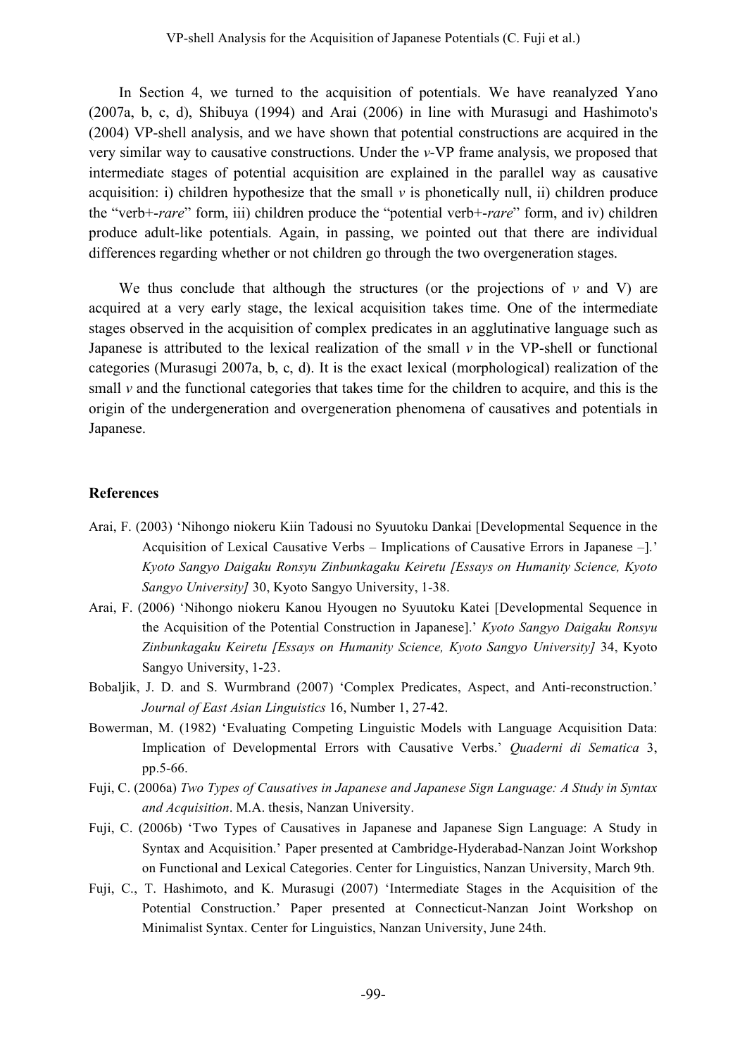In Section 4, we turned to the acquisition of potentials. We have reanalyzed Yano (2007a, b, c, d), Shibuya (1994) and Arai (2006) in line with Murasugi and Hashimoto's (2004) VP-shell analysis, and we have shown that potential constructions are acquired in the very similar way to causative constructions. Under the *v*-VP frame analysis, we proposed that intermediate stages of potential acquisition are explained in the parallel way as causative acquisition: i) children hypothesize that the small *v* is phonetically null, ii) children produce the "verb+-*rare*" form, iii) children produce the "potential verb+-*rare*" form, and iv) children produce adult-like potentials. Again, in passing, we pointed out that there are individual differences regarding whether or not children go through the two overgeneration stages.

We thus conclude that although the structures (or the projections of *v* and V) are acquired at a very early stage, the lexical acquisition takes time. One of the intermediate stages observed in the acquisition of complex predicates in an agglutinative language such as Japanese is attributed to the lexical realization of the small *v* in the VP-shell or functional categories (Murasugi 2007a, b, c, d). It is the exact lexical (morphological) realization of the small *v* and the functional categories that takes time for the children to acquire, and this is the origin of the undergeneration and overgeneration phenomena of causatives and potentials in Japanese.

## References

Arai, F. (2003) 'Nihongo niokeru Kiin Tadousi no Syuutoku Dankai [Developmental Sequence in the Acquisition of Lexical Causative Verbs – Implications of Causative Errors in Japanese –].' *Kyoto Sangyo Daigaku Ronsyu Zinbunkagaku Keiretu [Essays on Humanity Science, Kyoto Sangyo University]* 30, Kyoto Sangyo University, 1-38.

Arai, F. (2006) 'Nihongo niokeru Kanou Hyougen no Syuutoku Katei [Developmental Sequence in the Acquisition of the Potential Construction in Japanese].' *Kyoto Sangyo Daigaku Ronsyu Zinbunkagaku Keiretu [Essays on Humanity Science, Kyoto Sangyo University]* 34, Kyoto Sangyo University, 1-23.

Bobaljik, J. D. and S. Wurmbrand (2007) 'Complex Predicates, Aspect, and Anti-reconstruction.' *Journal of East Asian Linguistics* 16, Number 1, 27-42.

Bowerman, M. (1982) 'Evaluating Competing Linguistic Models with Language Acquisition Data: Implication of Developmental Errors with Causative Verbs.' *Quaderni di Sematica* 3, pp.5-66.

Fuji, C. (2006a) *Two Types of Causatives in Japanese and Japanese Sign Language: A Study in Syntax and Acquisition*. M.A. thesis, Nanzan University.

Fuji, C. (2006b) 'Two Types of Causatives in Japanese and Japanese Sign Language: A Study in Syntax and Acquisition.' Paper presented at Cambridge-Hyderabad-Nanzan Joint Workshop on Functional and Lexical Categories. Center for Linguistics, Nanzan University, March 9th.

Fuji, C., T. Hashimoto, and K. Murasugi (2007) 'Intermediate Stages in the Acquisition of the Potential Construction.' Paper presented at Connecticut-Nanzan Joint Workshop on Minimalist Syntax. Center for Linguistics, Nanzan University, June 24th.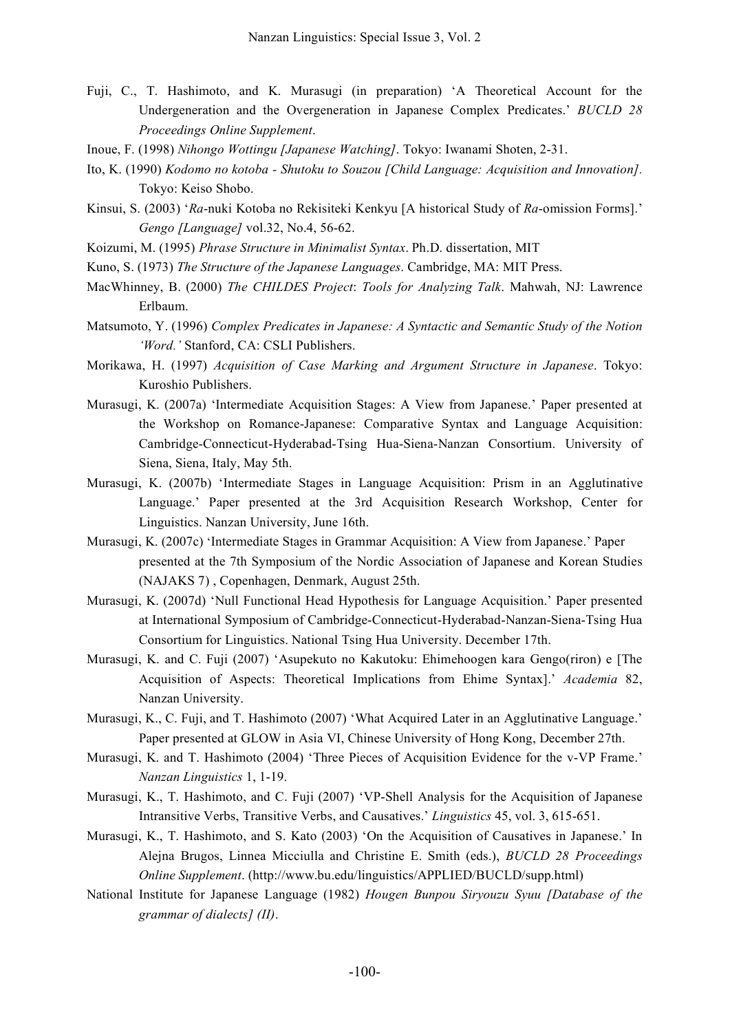Fuji, C., T. Hashimoto, and K. Murasugi (in preparation) 'A Theoretical Account for the Undergeneration and the Overgeneration in Japanese Complex Predicates.' *BUCLD 28 Proceedings Online Supplement*.

Inoue, F. (1998) *Nihongo Wottingu [Japanese Watching]*. Tokyo: Iwanami Shoten, 2-31.

Ito, K. (1990) *Kodomo no kotoba - Shutoku to Souzou [Child Language: Acquisition and Innovation]*. Tokyo: Keiso Shobo.

Kinsui, S. (2003) '*Ra*-nuki Kotoba no Rekisiteki Kenkyu [A historical Study of *Ra*-omission Forms].' *Gengo [Language]* vol.32, No.4, 56-62.

Koizumi, M. (1995) *Phrase Structure in Minimalist Syntax*. Ph.D. dissertation, MIT

Kuno, S. (1973) *The Structure of the Japanese Languages*. Cambridge, MA: MIT Press.

MacWhinney, B. (2000) *The CHILDES Project*: *Tools for Analyzing Talk*. Mahwah, NJ: Lawrence Erlbaum.

Matsumoto, Y. (1996) *Complex Predicates in Japanese: A Syntactic and Semantic Study of the Notion 'Word.'* Stanford, CA: CSLI Publishers.

Morikawa, H. (1997) *Acquisition of Case Marking and Argument Structure in Japanese*. Tokyo: Kuroshio Publishers.

Murasugi, K. (2007a) 'Intermediate Acquisition Stages: A View from Japanese.' Paper presented at the Workshop on Romance-Japanese: Comparative Syntax and Language Acquisition: Cambridge-Connecticut-Hyderabad-Tsing Hua-Siena-Nanzan Consortium. University of Siena, Siena, Italy, May 5th.

Murasugi, K. (2007b) 'Intermediate Stages in Language Acquisition: Prism in an Agglutinative Language.' Paper presented at the 3rd Acquisition Research Workshop, Center for Linguistics. Nanzan University, June 16th.

Murasugi, K. (2007c) 'Intermediate Stages in Grammar Acquisition: A View from Japanese.' Paper presented at the 7th Symposium of the Nordic Association of Japanese and Korean Studies (NAJAKS 7) , Copenhagen, Denmark, August 25th.

Murasugi, K. (2007d) 'Null Functional Head Hypothesis for Language Acquisition.' Paper presented at International Symposium of Cambridge-Connecticut-Hyderabad-Nanzan-Siena-Tsing Hua Consortium for Linguistics. National Tsing Hua University. December 17th.

Murasugi, K. and C. Fuji (2007) 'Asupekuto no Kakutoku: Ehimehoogen kara Gengo(riron) e [The Acquisition of Aspects: Theoretical Implications from Ehime Syntax].' *Academia* 82, Nanzan University.

Murasugi, K., C. Fuji, and T. Hashimoto (2007) 'What Acquired Later in an Agglutinative Language.' Paper presented at GLOW in Asia VI, Chinese University of Hong Kong, December 27th.

Murasugi, K. and T. Hashimoto (2004) 'Three Pieces of Acquisition Evidence for the v-VP Frame.' *Nanzan Linguistics* 1, 1-19.

Murasugi, K., T. Hashimoto, and C. Fuji (2007) 'VP-Shell Analysis for the Acquisition of Japanese Intransitive Verbs, Transitive Verbs, and Causatives.' *Linguistics* 45, vol. 3, 615-651.

Murasugi, K., T. Hashimoto, and S. Kato (2003) 'On the Acquisition of Causatives in Japanese.' In Alejna Brugos, Linnea Micciulla and Christine E. Smith (eds.), *BUCLD 28 Proceedings Online Supplement*. (http://www.bu.edu/linguistics/APPLIED/BUCLD/supp.html)

National Institute for Japanese Language (1982) *Hougen Bunpou Siryouzu Syuu [Database of the grammar of dialects] (II)*.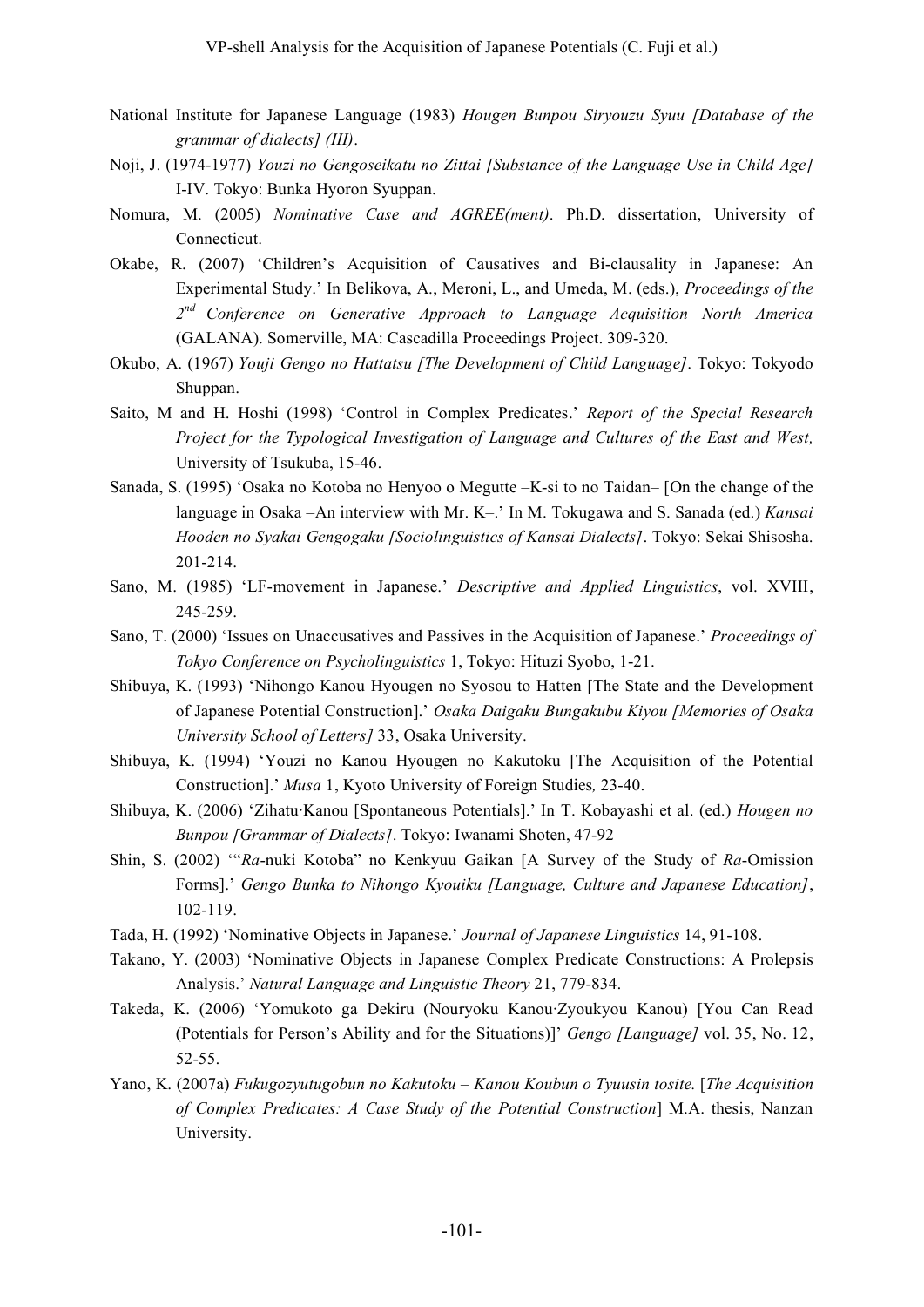National Institute for Japanese Language (1983) *Hougen Bunpou Siryouzu Syuu [Database of the grammar of dialects] (III)*.

Noji, J. (1974-1977) *Youzi no Gengoseikatu no Zittai [Substance of the Language Use in Child Age]* I-IV. Tokyo: Bunka Hyoron Syuppan.

Nomura, M. (2005) *Nominative Case and AGREE(ment)*. Ph.D. dissertation, University of Connecticut.

Okabe, R. (2007) 'Children's Acquisition of Causatives and Bi-clausality in Japanese: An Experimental Study.' In Belikova, A., Meroni, L., and Umeda, M. (eds.), *Proceedings of the 2nd Conference on Generative Approach to Language Acquisition North America* (GALANA). Somerville, MA: Cascadilla Proceedings Project. 309-320.

Okubo, A. (1967) *Youji Gengo no Hattatsu [The Development of Child Language]*. Tokyo: Tokyodo Shuppan.

Saito, M and H. Hoshi (1998) 'Control in Complex Predicates.' *Report of the Special Research Project for the Typological Investigation of Language and Cultures of the East and West,* University of Tsukuba, 15-46.

Sanada, S. (1995) 'Osaka no Kotoba no Henyoo o Megutte –K-si to no Taidan– [On the change of the language in Osaka –An interview with Mr. K–.' In M. Tokugawa and S. Sanada (ed.) *Kansai Hooden no Syakai Gengogaku [Sociolinguistics of Kansai Dialects]*. Tokyo: Sekai Shisosha. 201-214.

Sano, M. (1985) 'LF-movement in Japanese.' *Descriptive and Applied Linguistics*, vol. XVIII, 245-259.

Sano, T. (2000) 'Issues on Unaccusatives and Passives in the Acquisition of Japanese.' *Proceedings of Tokyo Conference on Psycholinguistics* 1, Tokyo: Hituzi Syobo, 1-21.

Shibuya, K. (1993) 'Nihongo Kanou Hyougen no Syosou to Hatten [The State and the Development of Japanese Potential Construction].' *Osaka Daigaku Bungakubu Kiyou [Memories of Osaka University School of Letters]* 33, Osaka University.

Shibuya, K. (1994) 'Youzi no Kanou Hyougen no Kakutoku [The Acquisition of the Potential Construction].' *Musa* 1, Kyoto University of Foreign Studies*,* 23-40.

Shibuya, K. (2006) 'Zihatu·Kanou [Spontaneous Potentials].' In T. Kobayashi et al. (ed.) *Hougen no Bunpou [Grammar of Dialects]*. Tokyo: Iwanami Shoten, 47-92

Shin, S. (2002) '"*Ra*-nuki Kotoba" no Kenkyuu Gaikan [A Survey of the Study of *Ra*-Omission Forms].' *Gengo Bunka to Nihongo Kyouiku [Language, Culture and Japanese Education]*, 102-119.

Tada, H. (1992) 'Nominative Objects in Japanese.' *Journal of Japanese Linguistics* 14, 91-108.

Takano, Y. (2003) 'Nominative Objects in Japanese Complex Predicate Constructions: A Prolepsis Analysis.' *Natural Language and Linguistic Theory* 21, 779-834.

Takeda, K. (2006) 'Yomukoto ga Dekiru (Nouryoku Kanou·Zyoukyou Kanou) [You Can Read (Potentials for Person's Ability and for the Situations)]' *Gengo [Language]* vol. 35, No. 12, 52-55.

Yano, K. (2007a) *Fukugozyutugobun no Kakutoku – Kanou Koubun o Tyuusin tosite.* [*The Acquisition of Complex Predicates: A Case Study of the Potential Construction*] M.A. thesis, Nanzan University.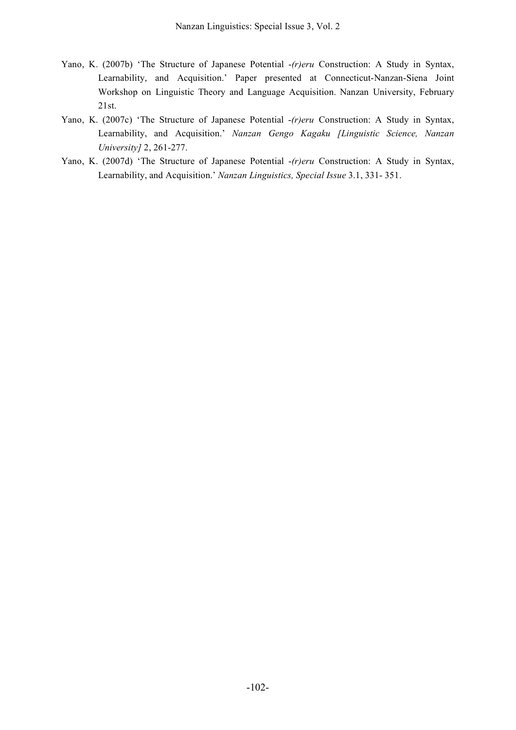Yano, K. (2007b) 'The Structure of Japanese Potential -*(r)eru* Construction: A Study in Syntax, Learnability, and Acquisition.' Paper presented at Connecticut-Nanzan-Siena Joint Workshop on Linguistic Theory and Language Acquisition. Nanzan University, February 21st.

Yano, K. (2007c) 'The Structure of Japanese Potential -*(r)eru* Construction: A Study in Syntax, Learnability, and Acquisition.' *Nanzan Gengo Kagaku [Linguistic Science, Nanzan University]* 2, 261-277.

Yano, K. (2007d) 'The Structure of Japanese Potential -*(r)eru* Construction: A Study in Syntax, Learnability, and Acquisition.' *Nanzan Linguistics, Special Issue* 3.1, 331- 351.